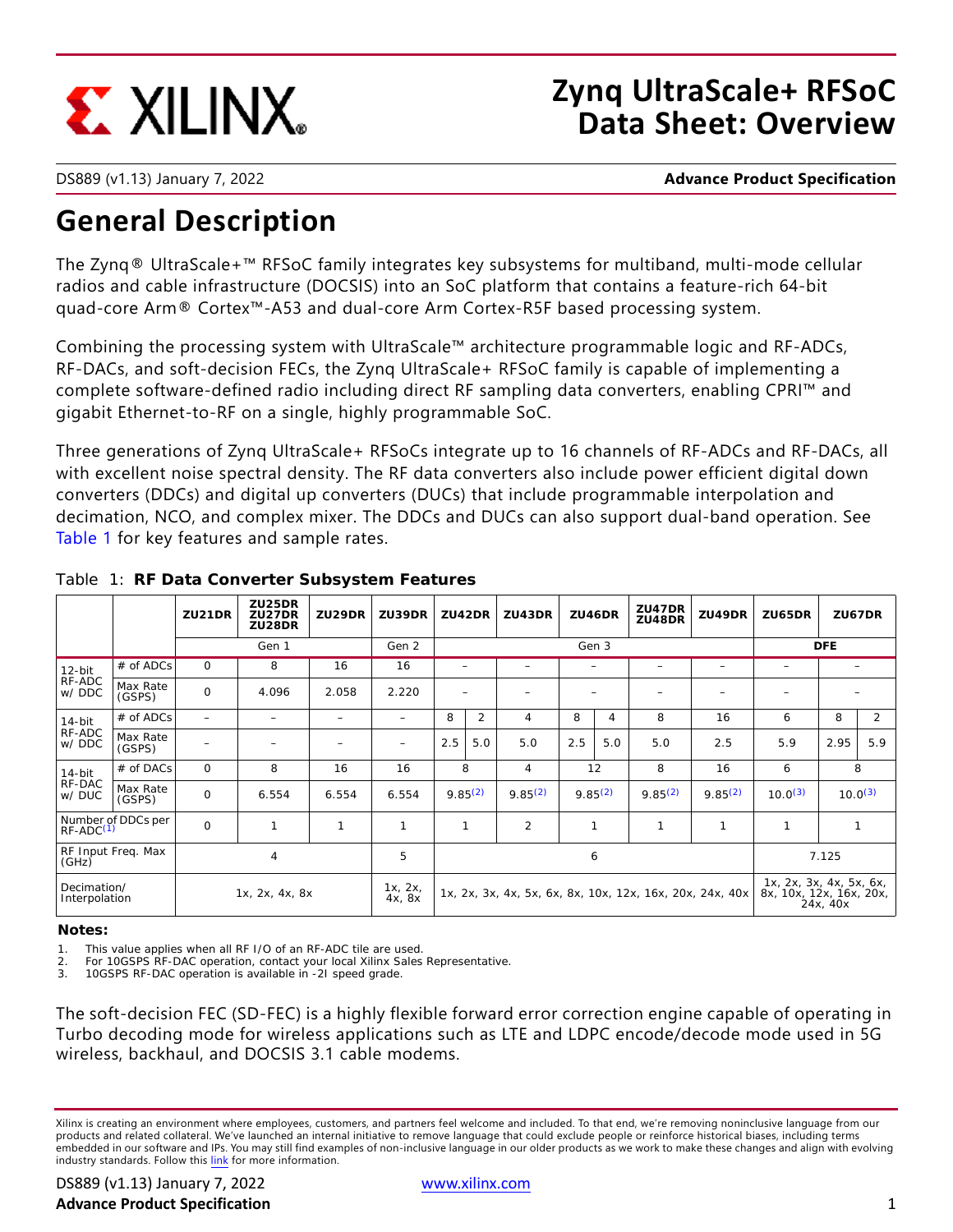# Zynq UltraScale+ RFSoC Data Sheet: Overview

DS889 (v1.13) January 7, 2022 **Advance Product Specification**

## General Description

The Zynq® UltraScale+™ RFSoC family integrates key subsystems for multiband, multi-mode cellular radios and cable infrastructure (DOCSIS) into an SoC platform that contains a feature-rich 64-bit quad-core Arm® Cortex™-A53 and dual-core Arm Cortex-R5F based processing system.

Combining the processing system with UltraScale™ architecture programmable logic and RF-ADCs, RF-DACs, and soft-decision FECs, the Zynq UltraScale+ RFSoC family is capable of implementing a complete software-defined radio including direct RF sampling data converters, enabling CPRI™ and gigabit Ethernet-to-RF on a single, highly programmable SoC.

Three generations of Zynq UltraScale+ RFSoCs integrate up to 16 channels of RF-ADCs and RF-DACs, all with excellent noise spectral density. The RF data converters also include power efficient digital down converters (DDCs) and digital up converters (DUCs) that include programmable interpolation and decimation, NCO, and complex mixer. The DDCs and DUCs can also support dual-band operation. See Table 1 for key features and sample rates.

Table 1: **RF Data Converter Subsystem Features**

| | | ZU21DR | ZU25DR ZU27DR ZU28DR | ZU29DR | ZU39DR | ZU42DR | | ZU43DR | ZU46DR | | ZU47DR ZU48DR | ZU49DR | ZU65DR | ZU67DR | |
|---|---|---|---|---|---|---|---|---|---|---|---|---|---|---|---|
| | | Gen 1 | | | Gen 2 | Gen 3 | | | | | | | DFE | | |
| 12-bit RF-ADC w/ DDC | # of ADCs | 0 | 8 | 16 | 16 | – | | – | – | | – | – | – | – | |
| | Max Rate (GSPS) | 0 | 4.096 | 2.058 | 2.220 | – | | – | – | | – | – | – | – | |
| 14-bit RF-ADC w/ DDC | # of ADCs | – | – | – | – | 8 | 2 | 4 | 8 | 4 | 8 | 16 | 6 | 8 | 2 |
| | Max Rate (GSPS) | – | – | – | – | 2.5 | 5.0 | 5.0 | 2.5 | 5.0 | 5.0 | 2.5 | 5.9 | 2.95 | 5.9 |
| 14-bit RF-DAC w/ DUC | # of DACs | 0 | 8 | 16 | 16 | 8 | | 4 | 12 | | 8 | 16 | 6 | 8 | |
| | Max Rate (GSPS) | 0 | 6.554 | 6.554 | 6.554 | 9.85(2) | | 9.85(2) | 9.85(2) | | 9.85(2) | 9.85(2) | 10.0(3) | 10.0(3) | |
| Number of DDCs per RF-ADC(1) | | 0 | 1 | 1 | 1 | 1 | | 2 | 1 | | 1 | 1 | 1 | 1 | |
| RF Input Freq. Max (GHz) | | 4 | | | 5 | 6 | | | | | | | 7.125 | | |
| Decimation/ Interpolation | | 1x, 2x, 4x, 8x | | | 1x, 2x, 4x, 8x | 1x, 2x, 3x, 4x, 5x, 6x, 8x, 10x, 12x, 16x, 20x, 24x, 40x | | | | | | | 1x, 2x, 3x, 4x, 5x, 6x, 8x, 10x, 12x, 16x, 20x, 24x, 40x | | |

**Notes:**

1. This value applies when all RF I/O of an RF-ADC tile are used.
2. For 10GSPS RF-DAC operation, contact your local Xilinx Sales Representative.
3. 10GSPS RF-DAC operation is available in -2I speed grade.

The soft-decision FEC (SD-FEC) is a highly flexible forward error correction engine capable of operating in Turbo decoding mode for wireless applications such as LTE and LDPC encode/decode mode used in 5G wireless, backhaul, and DOCSIS 3.1 cable modems.

Xilinx is creating an environment where employees, customers, and partners feel welcome and included. To that end, we're removing noninclusive language from our products and related collateral. We've launched an internal initiative to remove language that could exclude people or reinforce historical biases, including terms embedded in our software and IPs. You may still find examples of non-inclusive language in our older products as we work to make these changes and align with evolving industry standards. Follow this link for more information.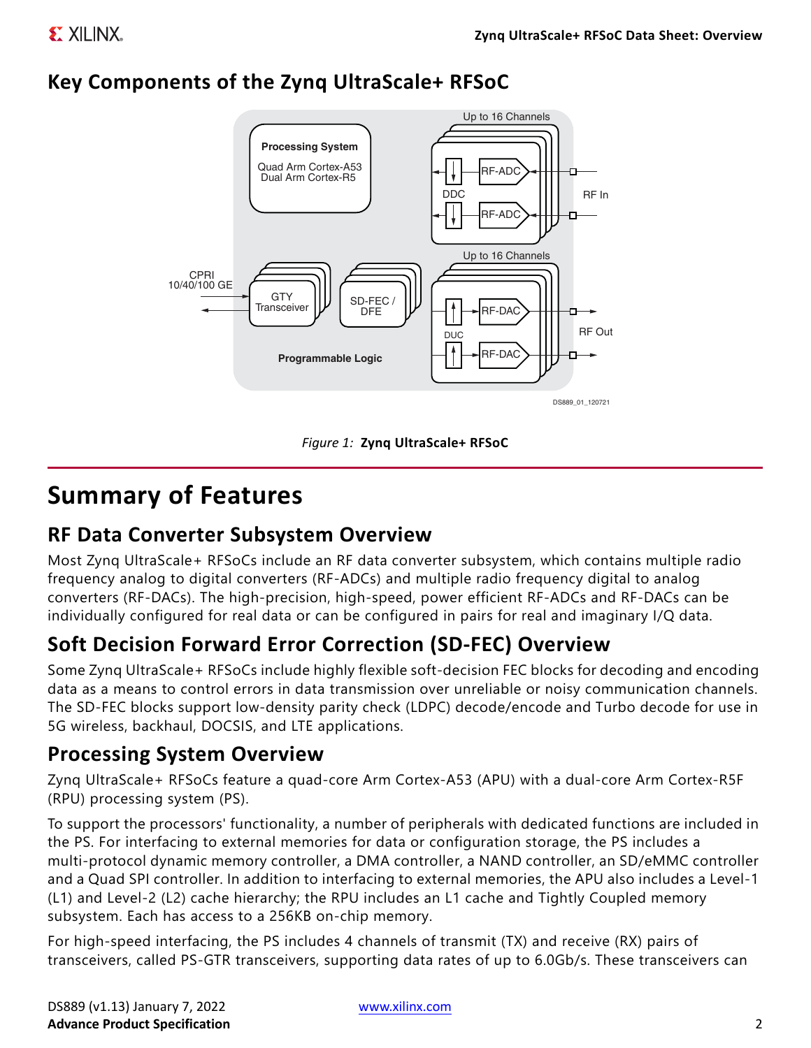## Key Components of the Zynq UltraScale+ RFSoC

*Figure 1:* **Zynq UltraScale+ RFSoC**

# Summary of Features

## RF Data Converter Subsystem Overview

Most Zynq UltraScale+ RFSoCs include an RF data converter subsystem, which contains multiple radio frequency analog to digital converters (RF-ADCs) and multiple radio frequency digital to analog converters (RF-DACs). The high-precision, high-speed, power efficient RF-ADCs and RF-DACs can be individually configured for real data or can be configured in pairs for real and imaginary I/Q data.

## Soft Decision Forward Error Correction (SD-FEC) Overview

Some Zynq UltraScale+ RFSoCs include highly flexible soft-decision FEC blocks for decoding and encoding data as a means to control errors in data transmission over unreliable or noisy communication channels. The SD-FEC blocks support low-density parity check (LDPC) decode/encode and Turbo decode for use in 5G wireless, backhaul, DOCSIS, and LTE applications.

## Processing System Overview

Zynq UltraScale+ RFSoCs feature a quad-core Arm Cortex-A53 (APU) with a dual-core Arm Cortex-R5F (RPU) processing system (PS).

To support the processors' functionality, a number of peripherals with dedicated functions are included in the PS. For interfacing to external memories for data or configuration storage, the PS includes a multi-protocol dynamic memory controller, a DMA controller, a NAND controller, an SD/eMMC controller and a Quad SPI controller. In addition to interfacing to external memories, the APU also includes a Level-1 (L1) and Level-2 (L2) cache hierarchy; the RPU includes an L1 cache and Tightly Coupled memory subsystem. Each has access to a 256KB on-chip memory.

For high-speed interfacing, the PS includes 4 channels of transmit (TX) and receive (RX) pairs of transceivers, called PS-GTR transceivers, supporting data rates of up to 6.0Gb/s. These transceivers can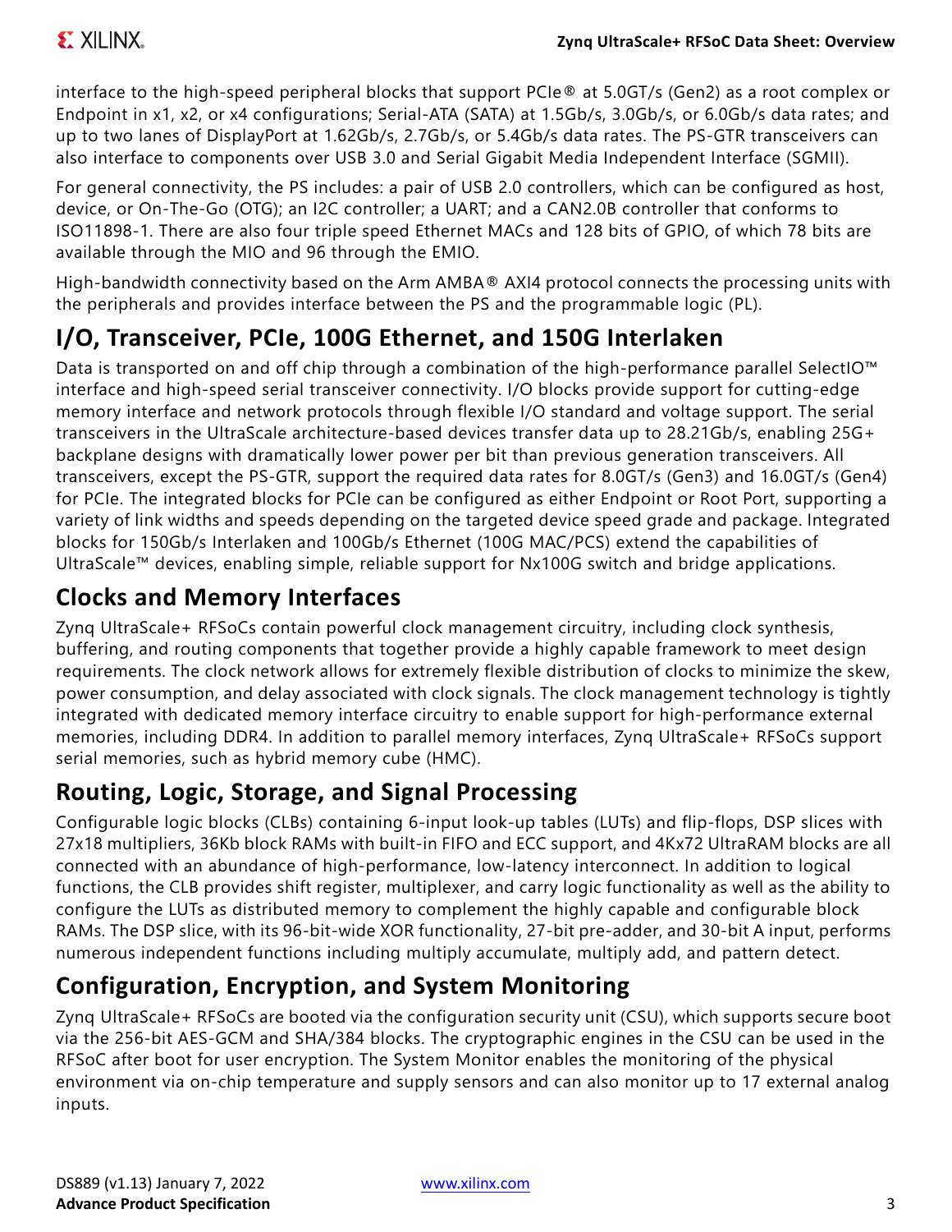interface to the high-speed peripheral blocks that support PCIe® at 5.0GT/s (Gen2) as a root complex or Endpoint in x1, x2, or x4 configurations; Serial-ATA (SATA) at 1.5Gb/s, 3.0Gb/s, or 6.0Gb/s data rates; and up to two lanes of DisplayPort at 1.62Gb/s, 2.7Gb/s, or 5.4Gb/s data rates. The PS-GTR transceivers can also interface to components over USB 3.0 and Serial Gigabit Media Independent Interface (SGMII).

For general connectivity, the PS includes: a pair of USB 2.0 controllers, which can be configured as host, device, or On-The-Go (OTG); an I2C controller; a UART; and a CAN2.0B controller that conforms to ISO11898-1. There are also four triple speed Ethernet MACs and 128 bits of GPIO, of which 78 bits are available through the MIO and 96 through the EMIO.

High-bandwidth connectivity based on the Arm AMBA® AXI4 protocol connects the processing units with the peripherals and provides interface between the PS and the programmable logic (PL).

## I/O, Transceiver, PCIe, 100G Ethernet, and 150G Interlaken

Data is transported on and off chip through a combination of the high-performance parallel SelectIO™ interface and high-speed serial transceiver connectivity. I/O blocks provide support for cutting-edge memory interface and network protocols through flexible I/O standard and voltage support. The serial transceivers in the UltraScale architecture-based devices transfer data up to 28.21Gb/s, enabling 25G+ backplane designs with dramatically lower power per bit than previous generation transceivers. All transceivers, except the PS-GTR, support the required data rates for 8.0GT/s (Gen3) and 16.0GT/s (Gen4) for PCIe. The integrated blocks for PCIe can be configured as either Endpoint or Root Port, supporting a variety of link widths and speeds depending on the targeted device speed grade and package. Integrated blocks for 150Gb/s Interlaken and 100Gb/s Ethernet (100G MAC/PCS) extend the capabilities of UltraScale™ devices, enabling simple, reliable support for Nx100G switch and bridge applications.

## Clocks and Memory Interfaces

Zynq UltraScale+ RFSoCs contain powerful clock management circuitry, including clock synthesis, buffering, and routing components that together provide a highly capable framework to meet design requirements. The clock network allows for extremely flexible distribution of clocks to minimize the skew, power consumption, and delay associated with clock signals. The clock management technology is tightly integrated with dedicated memory interface circuitry to enable support for high-performance external memories, including DDR4. In addition to parallel memory interfaces, Zynq UltraScale+ RFSoCs support serial memories, such as hybrid memory cube (HMC).

## Routing, Logic, Storage, and Signal Processing

Configurable logic blocks (CLBs) containing 6-input look-up tables (LUTs) and flip-flops, DSP slices with 27x18 multipliers, 36Kb block RAMs with built-in FIFO and ECC support, and 4Kx72 UltraRAM blocks are all connected with an abundance of high-performance, low-latency interconnect. In addition to logical functions, the CLB provides shift register, multiplexer, and carry logic functionality as well as the ability to configure the LUTs as distributed memory to complement the highly capable and configurable block RAMs. The DSP slice, with its 96-bit-wide XOR functionality, 27-bit pre-adder, and 30-bit A input, performs numerous independent functions including multiply accumulate, multiply add, and pattern detect.

## Configuration, Encryption, and System Monitoring

Zynq UltraScale+ RFSoCs are booted via the configuration security unit (CSU), which supports secure boot via the 256-bit AES-GCM and SHA/384 blocks. The cryptographic engines in the CSU can be used in the RFSoC after boot for user encryption. The System Monitor enables the monitoring of the physical environment via on-chip temperature and supply sensors and can also monitor up to 17 external analog inputs.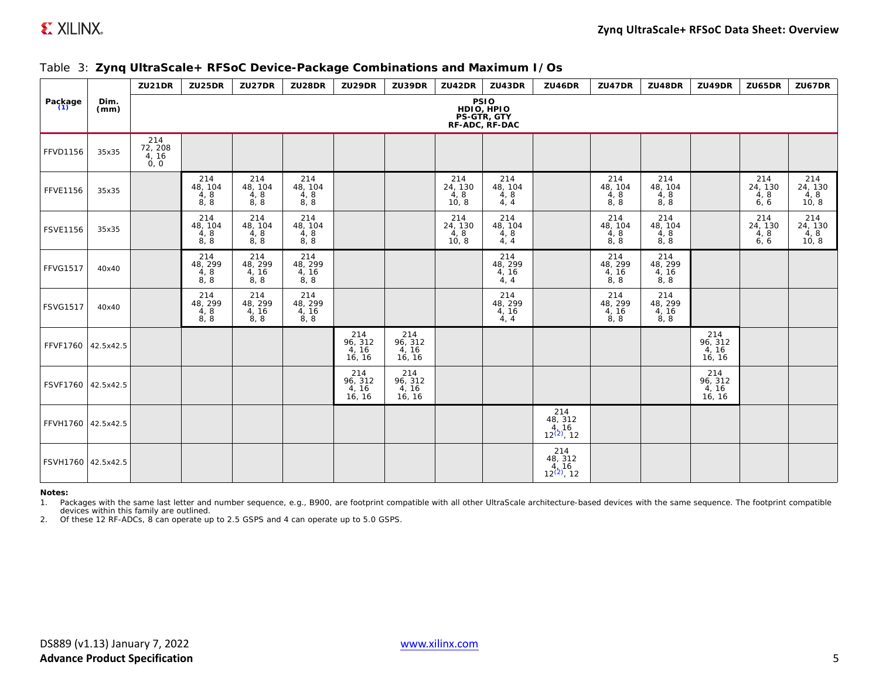Table 3: **Zynq UltraScale+ RFSoC Device-Package Combinations and Maximum I/Os**

| Package (1) | Dim. (mm) | ZU21DR | ZU25DR | ZU27DR | ZU28DR | ZU29DR | ZU39DR | ZU42DR | ZU43DR | ZU46DR | ZU47DR | ZU48DR | ZU49DR | ZU65DR | ZU67DR |
|---|---|---|---|---|---|---|---|---|---|---|---|---|---|---|---|
| | | PSIO HDIO, HPIO PS-GTR, GTY RF-ADC, RF-DAC | | | | | | | | | | | | | |
| FFVD1156 | 35x35 | 214 72, 208 4, 16 0, 0 | | | | | | | | | | | | | |
| FFVE1156 | 35x35 | | 214 48, 104 4, 8 8, 8 | 214 48, 104 4, 8 8, 8 | 214 48, 104 4, 8 8, 8 | | | 214 24, 130 4, 8 10, 8 | 214 48, 104 4, 8 4, 4 | | 214 48, 104 4, 8 8, 8 | 214 48, 104 4, 8 8, 8 | | 214 24, 130 4, 8 6, 6 | 214 24, 130 4, 8 10, 8 |
| FSVE1156 | 35x35 | | 214 48, 104 4, 8 8, 8 | 214 48, 104 4, 8 8, 8 | 214 48, 104 4, 8 8, 8 | | | 214 24, 130 4, 8 10, 8 | 214 48, 104 4, 8 4, 4 | | 214 48, 104 4, 8 8, 8 | 214 48, 104 4, 8 8, 8 | | 214 24, 130 4, 8 6, 6 | 214 24, 130 4, 8 10, 8 |
| FFVG1517 | 40x40 | | 214 48, 299 4, 8 8, 8 | 214 48, 299 4, 16 8, 8 | 214 48, 299 4, 16 8, 8 | | | | 214 48, 299 4, 16 4, 4 | | 214 48, 299 4, 16 8, 8 | 214 48, 299 4, 16 8, 8 | | | |
| FSVG1517 | 40x40 | | 214 48, 299 4, 8 8, 8 | 214 48, 299 4, 16 8, 8 | 214 48, 299 4, 16 8, 8 | | | | 214 48, 299 4, 16 4, 4 | | 214 48, 299 4, 16 8, 8 | 214 48, 299 4, 16 8, 8 | | | |
| FFVF1760 | 42.5x42.5 | | | | | 214 96, 312 4, 16 16, 16 | 214 96, 312 4, 16 16, 16 | | | | | | 214 96, 312 4, 16 16, 16 | | |
| FSVF1760 | 42.5x42.5 | | | | | 214 96, 312 4, 16 16, 16 | 214 96, 312 4, 16 16, 16 | | | | | | 214 96, 312 4, 16 16, 16 | | |
| FFVH1760 | 42.5x42.5 | | | | | | | | | 214 48, 312 4, 16 12(2), 12 | | | | | |
| FSVH1760 | 42.5x42.5 | | | | | | | | | 214 48, 312 4, 16 12(2), 12 | | | | | |

**Notes:**

1. Packages with the same last letter and number sequence, e.g., B900, are footprint compatible with all other UltraScale architecture-based devices with the same sequence. The footprint compatible devices within this family are outlined.
2. Of these 12 RF-ADCs, 8 can operate up to 2.5 GSPS and 4 can operate up to 5.0 GSPS.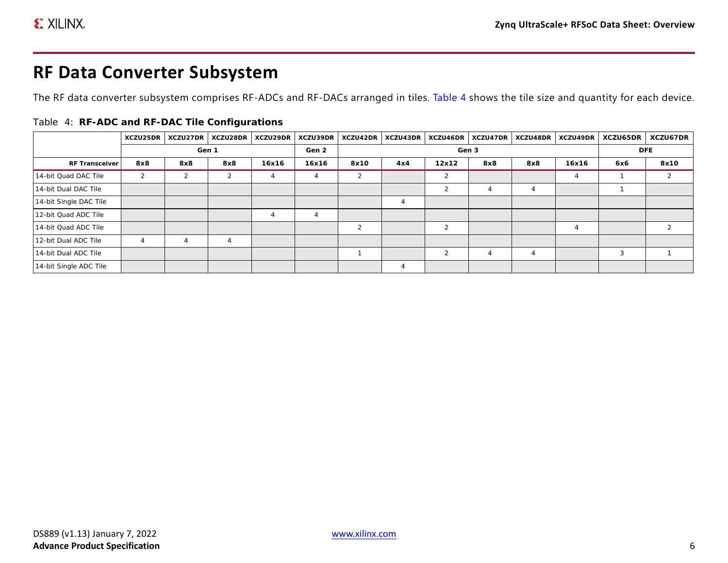# RF Data Converter Subsystem

The RF data converter subsystem comprises RF-ADCs and RF-DACs arranged in tiles. Table 4 shows the tile size and quantity for each device.

Table 4: **RF-ADC and RF-DAC Tile Configurations**

| | XCZU25DR | XCZU27DR | XCZU28DR | XCZU29DR | XCZU39DR | XCZU42DR | XCZU43DR | XCZU46DR | XCZU47DR | XCZU48DR | XCZU49DR | XCZU65DR | XCZU67DR |
|---|---|---|---|---|---|---|---|---|---|---|---|---|---|
| | Gen 1 | | | | Gen 2 | Gen 3 | | | | | | DFE | |
| **RF Transceiver** | 8x8 | 8x8 | 8x8 | 16x16 | 16x16 | 8x10 | 4x4 | 12x12 | 8x8 | 8x8 | 16x16 | 6x6 | 8x10 |
| 14-bit Quad DAC Tile | 2 | 2 | 2 | 4 | 4 | 2 | | 2 | | | 4 | 1 | 2 |
| 14-bit Dual DAC Tile | | | | | | | | 2 | 4 | 4 | | 1 | |
| 14-bit Single DAC Tile | | | | | | | 4 | | | | | | |
| 12-bit Quad ADC Tile | | | | 4 | 4 | | | | | | | | |
| 14-bit Quad ADC Tile | | | | | | 2 | | 2 | | | 4 | | 2 |
| 12-bit Dual ADC Tile | 4 | 4 | 4 | | | | | | | | | | |
| 14-bit Dual ADC Tile | | | | | | 1 | | 2 | 4 | 4 | | 3 | 1 |
| 14-bit Single ADC Tile | | | | | | | 4 | | | | | | |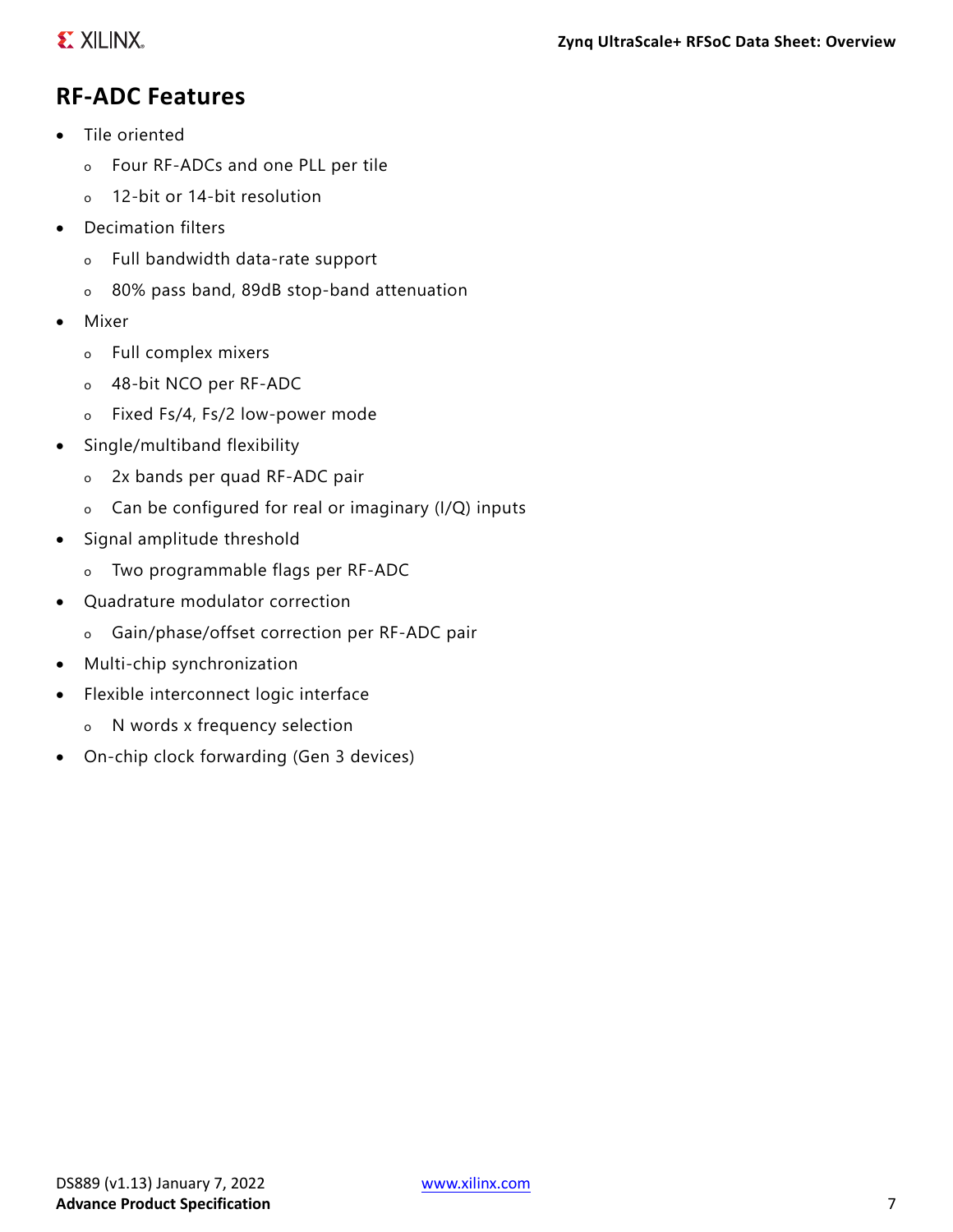## RF-ADC Features

- Tile oriented
  - Four RF-ADCs and one PLL per tile
  - 12-bit or 14-bit resolution
- Decimation filters
  - Full bandwidth data-rate support
  - 80% pass band, 89dB stop-band attenuation
- Mixer
  - Full complex mixers
  - 48-bit NCO per RF-ADC
  - Fixed Fs/4, Fs/2 low-power mode
- Single/multiband flexibility
  - 2x bands per quad RF-ADC pair
  - Can be configured for real or imaginary (I/Q) inputs
- Signal amplitude threshold
  - Two programmable flags per RF-ADC
- Quadrature modulator correction
  - Gain/phase/offset correction per RF-ADC pair
- Multi-chip synchronization
- Flexible interconnect logic interface
  - N words x frequency selection
- On-chip clock forwarding (Gen 3 devices)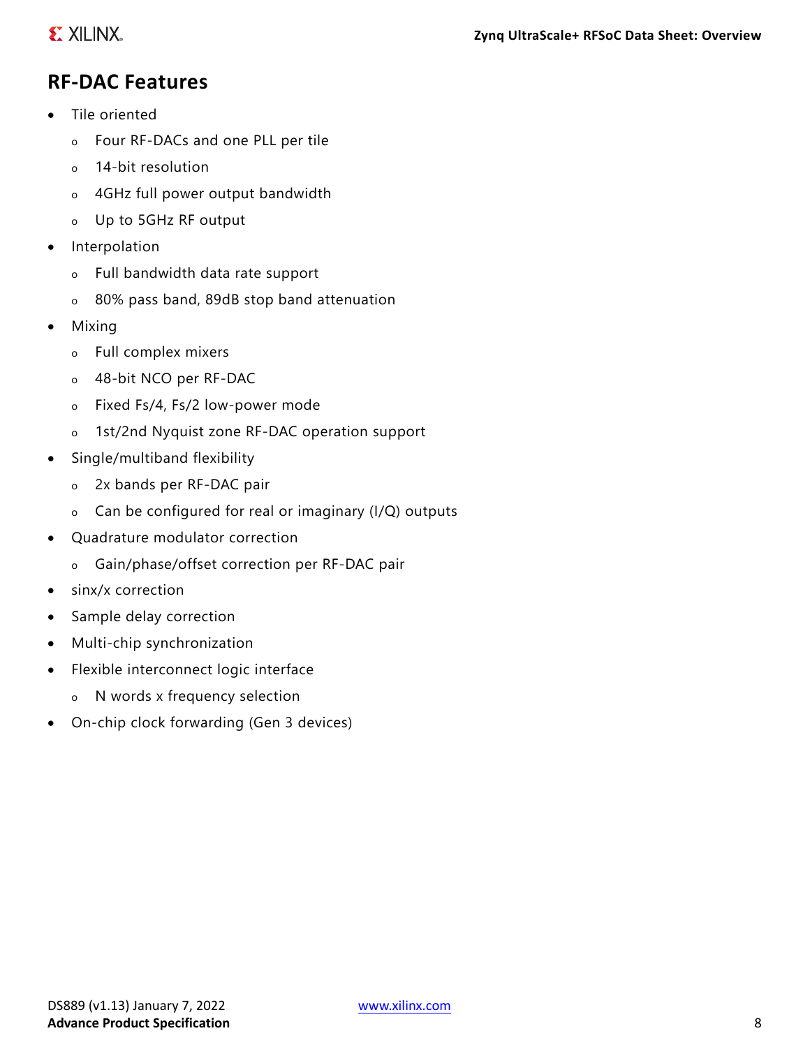## RF-DAC Features

- Tile oriented
  - Four RF-DACs and one PLL per tile
  - 14-bit resolution
  - 4GHz full power output bandwidth
  - Up to 5GHz RF output
- Interpolation
  - Full bandwidth data rate support
  - 80% pass band, 89dB stop band attenuation
- Mixing
  - Full complex mixers
  - 48-bit NCO per RF-DAC
  - Fixed Fs/4, Fs/2 low-power mode
  - 1st/2nd Nyquist zone RF-DAC operation support
- Single/multiband flexibility
  - 2x bands per RF-DAC pair
  - Can be configured for real or imaginary (I/Q) outputs
- Quadrature modulator correction
  - Gain/phase/offset correction per RF-DAC pair
- sinx/x correction
- Sample delay correction
- Multi-chip synchronization
- Flexible interconnect logic interface
  - N words x frequency selection
- On-chip clock forwarding (Gen 3 devices)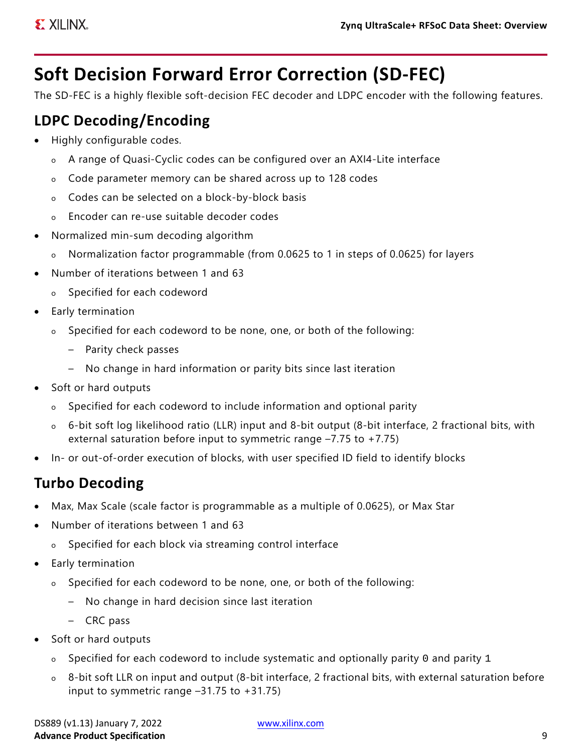# Soft Decision Forward Error Correction (SD-FEC)

The SD-FEC is a highly flexible soft-decision FEC decoder and LDPC encoder with the following features.

## LDPC Decoding/Encoding

- Highly configurable codes.
  - A range of Quasi-Cyclic codes can be configured over an AXI4-Lite interface
  - Code parameter memory can be shared across up to 128 codes
  - Codes can be selected on a block-by-block basis
  - Encoder can re-use suitable decoder codes
- Normalized min-sum decoding algorithm
  - Normalization factor programmable (from 0.0625 to 1 in steps of 0.0625) for layers
- Number of iterations between 1 and 63
  - Specified for each codeword
- Early termination
  - Specified for each codeword to be none, one, or both of the following:
    - Parity check passes
    - No change in hard information or parity bits since last iteration
- Soft or hard outputs
  - Specified for each codeword to include information and optional parity
  - 6-bit soft log likelihood ratio (LLR) input and 8-bit output (8-bit interface, 2 fractional bits, with external saturation before input to symmetric range –7.75 to +7.75)
- In- or out-of-order execution of blocks, with user specified ID field to identify blocks

## Turbo Decoding

- Max, Max Scale (scale factor is programmable as a multiple of 0.0625), or Max Star
- Number of iterations between 1 and 63
  - Specified for each block via streaming control interface
- Early termination
  - Specified for each codeword to be none, one, or both of the following:
    - No change in hard decision since last iteration
    - CRC pass
- Soft or hard outputs
  - Specified for each codeword to include systematic and optionally parity `0` and parity `1`
  - 8-bit soft LLR on input and output (8-bit interface, 2 fractional bits, with external saturation before input to symmetric range –31.75 to +31.75)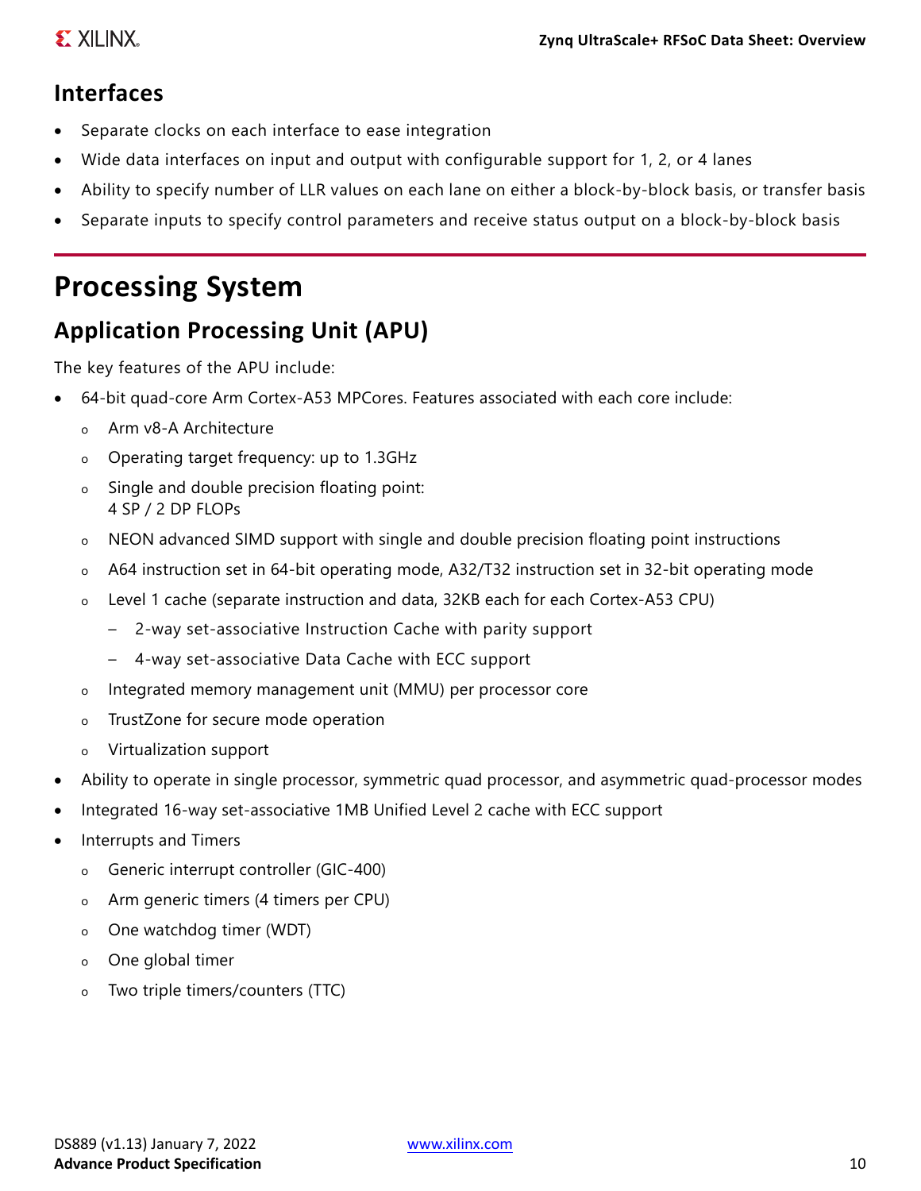### Interfaces

- Separate clocks on each interface to ease integration
- Wide data interfaces on input and output with configurable support for 1, 2, or 4 lanes
- Ability to specify number of LLR values on each lane on either a block-by-block basis, or transfer basis
- Separate inputs to specify control parameters and receive status output on a block-by-block basis

# Processing System

## Application Processing Unit (APU)

The key features of the APU include:

- 64-bit quad-core Arm Cortex-A53 MPCores. Features associated with each core include:
  - Arm v8-A Architecture
  - Operating target frequency: up to 1.3GHz
  - Single and double precision floating point:
    4 SP / 2 DP FLOPs
  - NEON advanced SIMD support with single and double precision floating point instructions
  - A64 instruction set in 64-bit operating mode, A32/T32 instruction set in 32-bit operating mode
  - Level 1 cache (separate instruction and data, 32KB each for each Cortex-A53 CPU)
    - 2-way set-associative Instruction Cache with parity support
    - 4-way set-associative Data Cache with ECC support
  - Integrated memory management unit (MMU) per processor core
  - TrustZone for secure mode operation
  - Virtualization support
- Ability to operate in single processor, symmetric quad processor, and asymmetric quad-processor modes
- Integrated 16-way set-associative 1MB Unified Level 2 cache with ECC support
- Interrupts and Timers
  - Generic interrupt controller (GIC-400)
  - Arm generic timers (4 timers per CPU)
  - One watchdog timer (WDT)
  - One global timer
  - Two triple timers/counters (TTC)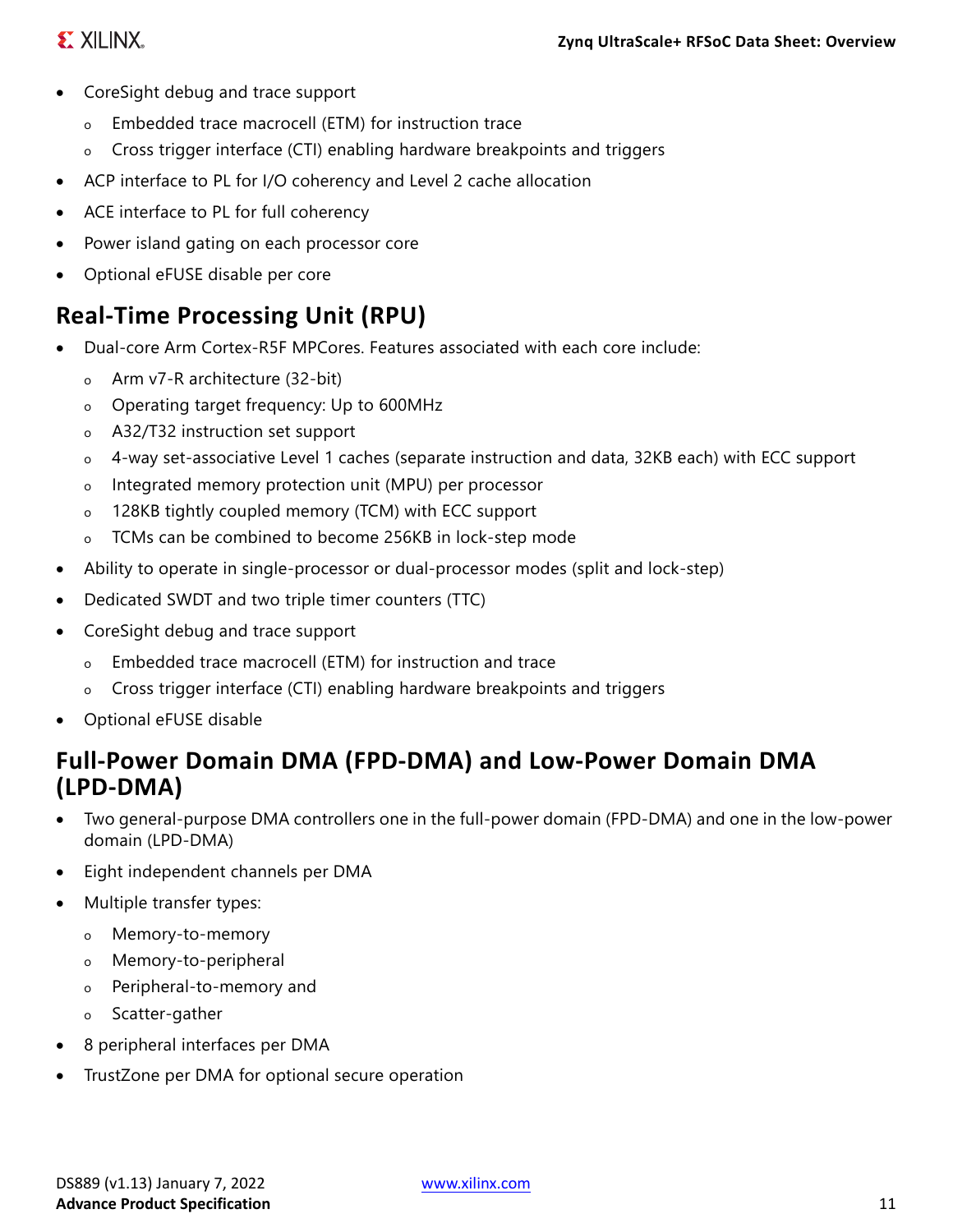- CoreSight debug and trace support
  - Embedded trace macrocell (ETM) for instruction trace
  - Cross trigger interface (CTI) enabling hardware breakpoints and triggers
- ACP interface to PL for I/O coherency and Level 2 cache allocation
- ACE interface to PL for full coherency
- Power island gating on each processor core
- Optional eFUSE disable per core

## Real-Time Processing Unit (RPU)

- Dual-core Arm Cortex-R5F MPCores. Features associated with each core include:
  - Arm v7-R architecture (32-bit)
  - Operating target frequency: Up to 600MHz
  - A32/T32 instruction set support
  - 4-way set-associative Level 1 caches (separate instruction and data, 32KB each) with ECC support
  - Integrated memory protection unit (MPU) per processor
  - 128KB tightly coupled memory (TCM) with ECC support
  - TCMs can be combined to become 256KB in lock-step mode
- Ability to operate in single-processor or dual-processor modes (split and lock-step)
- Dedicated SWDT and two triple timer counters (TTC)
- CoreSight debug and trace support
  - Embedded trace macrocell (ETM) for instruction and trace
  - Cross trigger interface (CTI) enabling hardware breakpoints and triggers
- Optional eFUSE disable

## Full-Power Domain DMA (FPD-DMA) and Low-Power Domain DMA (LPD-DMA)

- Two general-purpose DMA controllers one in the full-power domain (FPD-DMA) and one in the low-power domain (LPD-DMA)
- Eight independent channels per DMA
- Multiple transfer types:
  - Memory-to-memory
  - Memory-to-peripheral
  - Peripheral-to-memory and
  - Scatter-gather
- 8 peripheral interfaces per DMA
- TrustZone per DMA for optional secure operation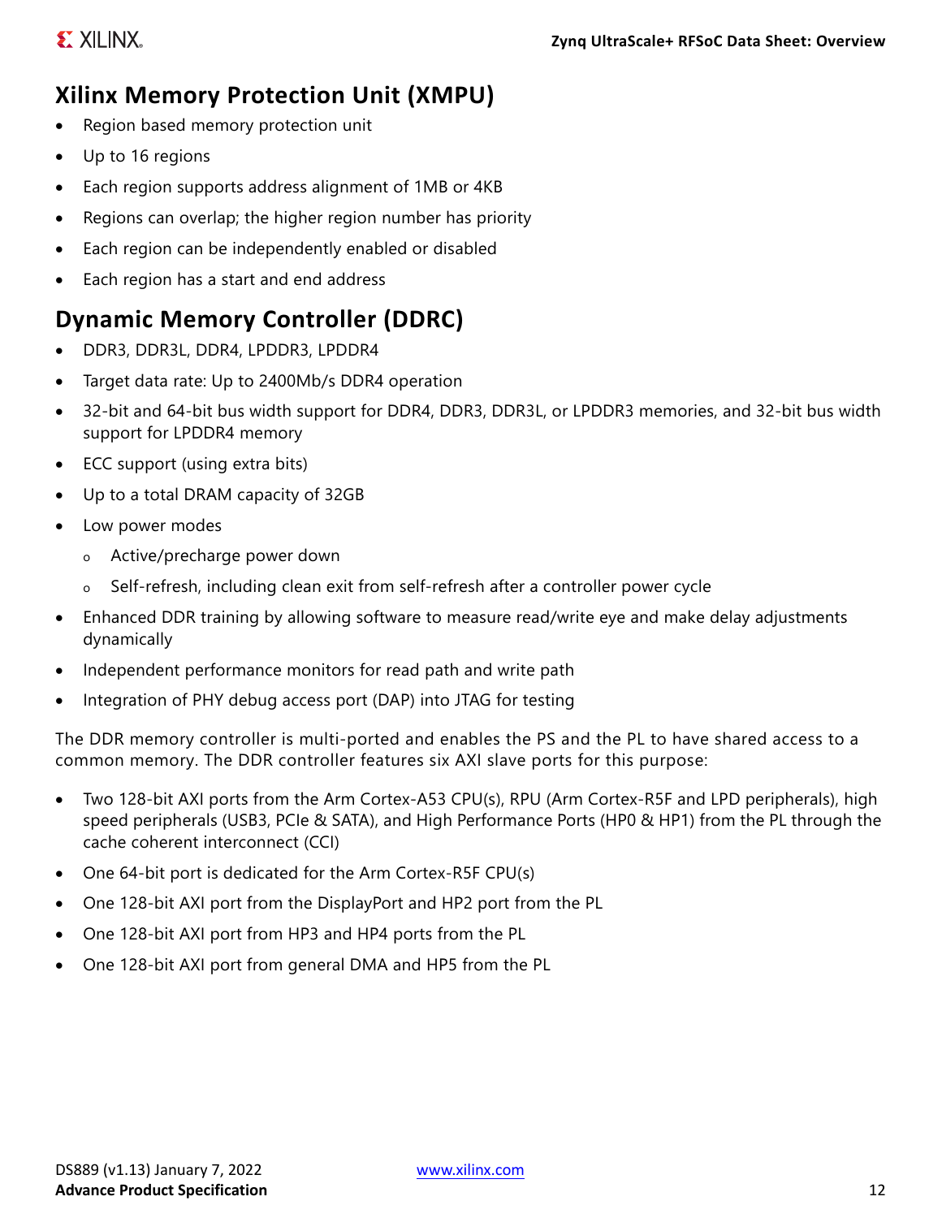## Xilinx Memory Protection Unit (XMPU)

- Region based memory protection unit
- Up to 16 regions
- Each region supports address alignment of 1MB or 4KB
- Regions can overlap; the higher region number has priority
- Each region can be independently enabled or disabled
- Each region has a start and end address

## Dynamic Memory Controller (DDRC)

- DDR3, DDR3L, DDR4, LPDDR3, LPDDR4
- Target data rate: Up to 2400Mb/s DDR4 operation
- 32-bit and 64-bit bus width support for DDR4, DDR3, DDR3L, or LPDDR3 memories, and 32-bit bus width support for LPDDR4 memory
- ECC support (using extra bits)
- Up to a total DRAM capacity of 32GB
- Low power modes
  - Active/precharge power down
  - Self-refresh, including clean exit from self-refresh after a controller power cycle
- Enhanced DDR training by allowing software to measure read/write eye and make delay adjustments dynamically
- Independent performance monitors for read path and write path
- Integration of PHY debug access port (DAP) into JTAG for testing

The DDR memory controller is multi-ported and enables the PS and the PL to have shared access to a common memory. The DDR controller features six AXI slave ports for this purpose:

- Two 128-bit AXI ports from the Arm Cortex-A53 CPU(s), RPU (Arm Cortex-R5F and LPD peripherals), high speed peripherals (USB3, PCIe & SATA), and High Performance Ports (HP0 & HP1) from the PL through the cache coherent interconnect (CCI)
- One 64-bit port is dedicated for the Arm Cortex-R5F CPU(s)
- One 128-bit AXI port from the DisplayPort and HP2 port from the PL
- One 128-bit AXI port from HP3 and HP4 ports from the PL
- One 128-bit AXI port from general DMA and HP5 from the PL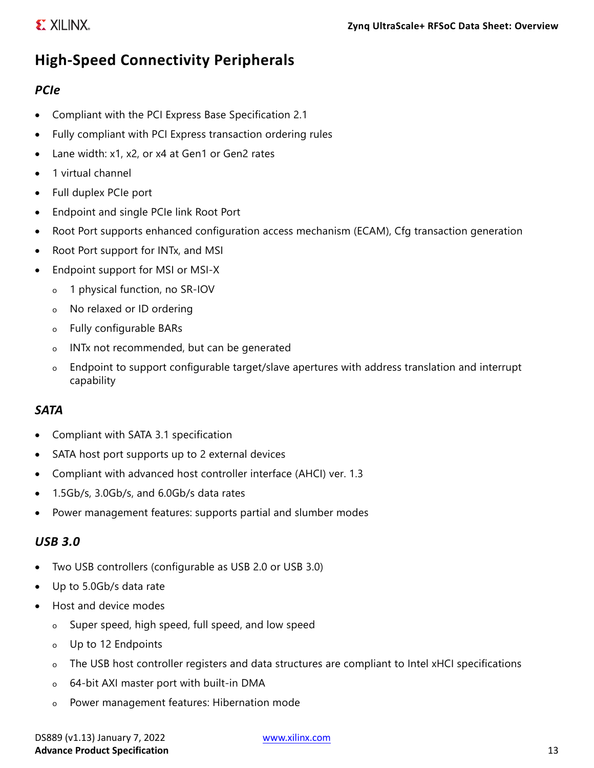## High-Speed Connectivity Peripherals

### *PCIe*

- Compliant with the PCI Express Base Specification 2.1
- Fully compliant with PCI Express transaction ordering rules
- Lane width: x1, x2, or x4 at Gen1 or Gen2 rates
- 1 virtual channel
- Full duplex PCIe port
- Endpoint and single PCIe link Root Port
- Root Port supports enhanced configuration access mechanism (ECAM), Cfg transaction generation
- Root Port support for INTx, and MSI
- Endpoint support for MSI or MSI-X
  - 1 physical function, no SR-IOV
  - No relaxed or ID ordering
  - Fully configurable BARs
  - INTx not recommended, but can be generated
  - Endpoint to support configurable target/slave apertures with address translation and interrupt capability

### *SATA*

- Compliant with SATA 3.1 specification
- SATA host port supports up to 2 external devices
- Compliant with advanced host controller interface (AHCI) ver. 1.3
- 1.5Gb/s, 3.0Gb/s, and 6.0Gb/s data rates
- Power management features: supports partial and slumber modes

### *USB 3.0*

- Two USB controllers (configurable as USB 2.0 or USB 3.0)
- Up to 5.0Gb/s data rate
- Host and device modes
  - Super speed, high speed, full speed, and low speed
  - Up to 12 Endpoints
  - The USB host controller registers and data structures are compliant to Intel xHCI specifications
  - 64-bit AXI master port with built-in DMA
  - Power management features: Hibernation mode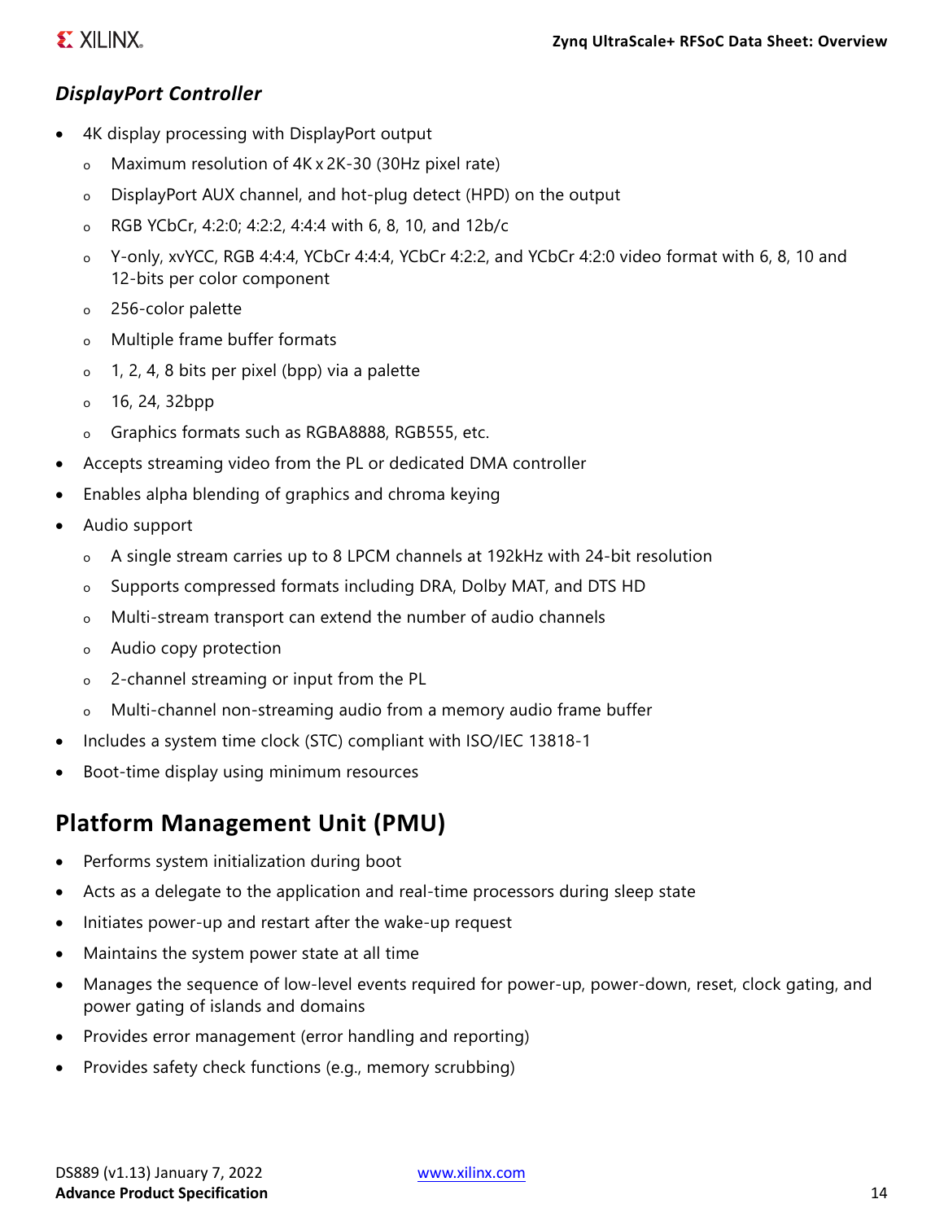### *DisplayPort Controller*

- 4K display processing with DisplayPort output
  - Maximum resolution of 4K x 2K-30 (30Hz pixel rate)
  - DisplayPort AUX channel, and hot-plug detect (HPD) on the output
  - RGB YCbCr, 4:2:0; 4:2:2, 4:4:4 with 6, 8, 10, and 12b/c
  - Y-only, xvYCC, RGB 4:4:4, YCbCr 4:4:4, YCbCr 4:2:2, and YCbCr 4:2:0 video format with 6, 8, 10 and 12-bits per color component
  - 256-color palette
  - Multiple frame buffer formats
  - 1, 2, 4, 8 bits per pixel (bpp) via a palette
  - 16, 24, 32bpp
  - Graphics formats such as RGBA8888, RGB555, etc.
- Accepts streaming video from the PL or dedicated DMA controller
- Enables alpha blending of graphics and chroma keying
- Audio support
  - A single stream carries up to 8 LPCM channels at 192kHz with 24-bit resolution
  - Supports compressed formats including DRA, Dolby MAT, and DTS HD
  - Multi-stream transport can extend the number of audio channels
  - Audio copy protection
  - 2-channel streaming or input from the PL
  - Multi-channel non-streaming audio from a memory audio frame buffer
- Includes a system time clock (STC) compliant with ISO/IEC 13818-1
- Boot-time display using minimum resources

## Platform Management Unit (PMU)

- Performs system initialization during boot
- Acts as a delegate to the application and real-time processors during sleep state
- Initiates power-up and restart after the wake-up request
- Maintains the system power state at all time
- Manages the sequence of low-level events required for power-up, power-down, reset, clock gating, and power gating of islands and domains
- Provides error management (error handling and reporting)
- Provides safety check functions (e.g., memory scrubbing)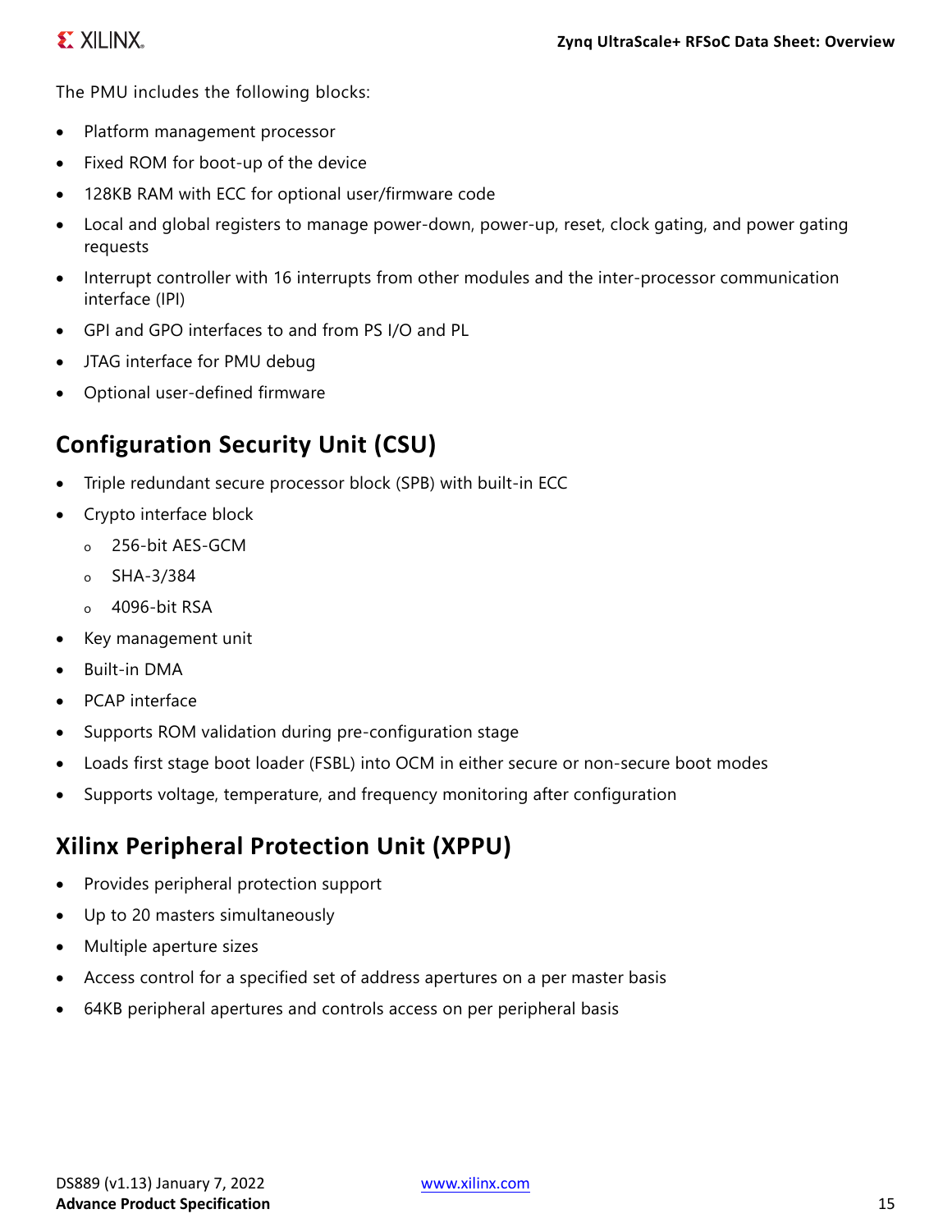The PMU includes the following blocks:

- Platform management processor
- Fixed ROM for boot-up of the device
- 128KB RAM with ECC for optional user/firmware code
- Local and global registers to manage power-down, power-up, reset, clock gating, and power gating requests
- Interrupt controller with 16 interrupts from other modules and the inter-processor communication interface (IPI)
- GPI and GPO interfaces to and from PS I/O and PL
- JTAG interface for PMU debug
- Optional user-defined firmware

## Configuration Security Unit (CSU)

- Triple redundant secure processor block (SPB) with built-in ECC
- Crypto interface block
  - 256-bit AES-GCM
  - SHA-3/384
  - 4096-bit RSA
- Key management unit
- Built-in DMA
- PCAP interface
- Supports ROM validation during pre-configuration stage
- Loads first stage boot loader (FSBL) into OCM in either secure or non-secure boot modes
- Supports voltage, temperature, and frequency monitoring after configuration

## Xilinx Peripheral Protection Unit (XPPU)

- Provides peripheral protection support
- Up to 20 masters simultaneously
- Multiple aperture sizes
- Access control for a specified set of address apertures on a per master basis
- 64KB peripheral apertures and controls access on per peripheral basis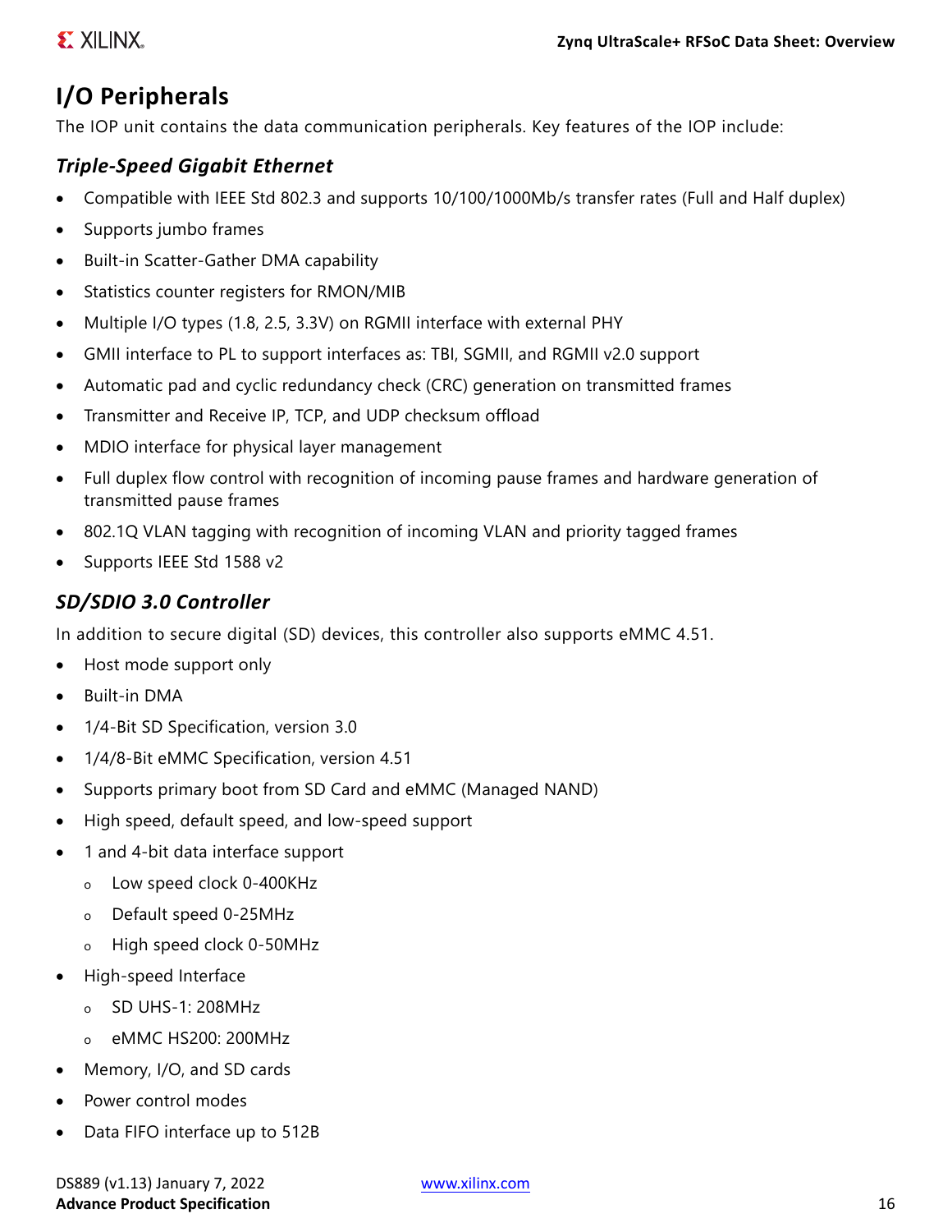## I/O Peripherals

The IOP unit contains the data communication peripherals. Key features of the IOP include:

### *Triple-Speed Gigabit Ethernet*

- Compatible with IEEE Std 802.3 and supports 10/100/1000Mb/s transfer rates (Full and Half duplex)
- Supports jumbo frames
- Built-in Scatter-Gather DMA capability
- Statistics counter registers for RMON/MIB
- Multiple I/O types (1.8, 2.5, 3.3V) on RGMII interface with external PHY
- GMII interface to PL to support interfaces as: TBI, SGMII, and RGMII v2.0 support
- Automatic pad and cyclic redundancy check (CRC) generation on transmitted frames
- Transmitter and Receive IP, TCP, and UDP checksum offload
- MDIO interface for physical layer management
- Full duplex flow control with recognition of incoming pause frames and hardware generation of transmitted pause frames
- 802.1Q VLAN tagging with recognition of incoming VLAN and priority tagged frames
- Supports IEEE Std 1588 v2

### *SD/SDIO 3.0 Controller*

In addition to secure digital (SD) devices, this controller also supports eMMC 4.51.

- Host mode support only
- Built-in DMA
- 1/4-Bit SD Specification, version 3.0
- 1/4/8-Bit eMMC Specification, version 4.51
- Supports primary boot from SD Card and eMMC (Managed NAND)
- High speed, default speed, and low-speed support
- 1 and 4-bit data interface support
    - Low speed clock 0-400KHz
    - Default speed 0-25MHz
    - High speed clock 0-50MHz
- High-speed Interface
    - SD UHS-1: 208MHz
    - eMMC HS200: 200MHz
- Memory, I/O, and SD cards
- Power control modes
- Data FIFO interface up to 512B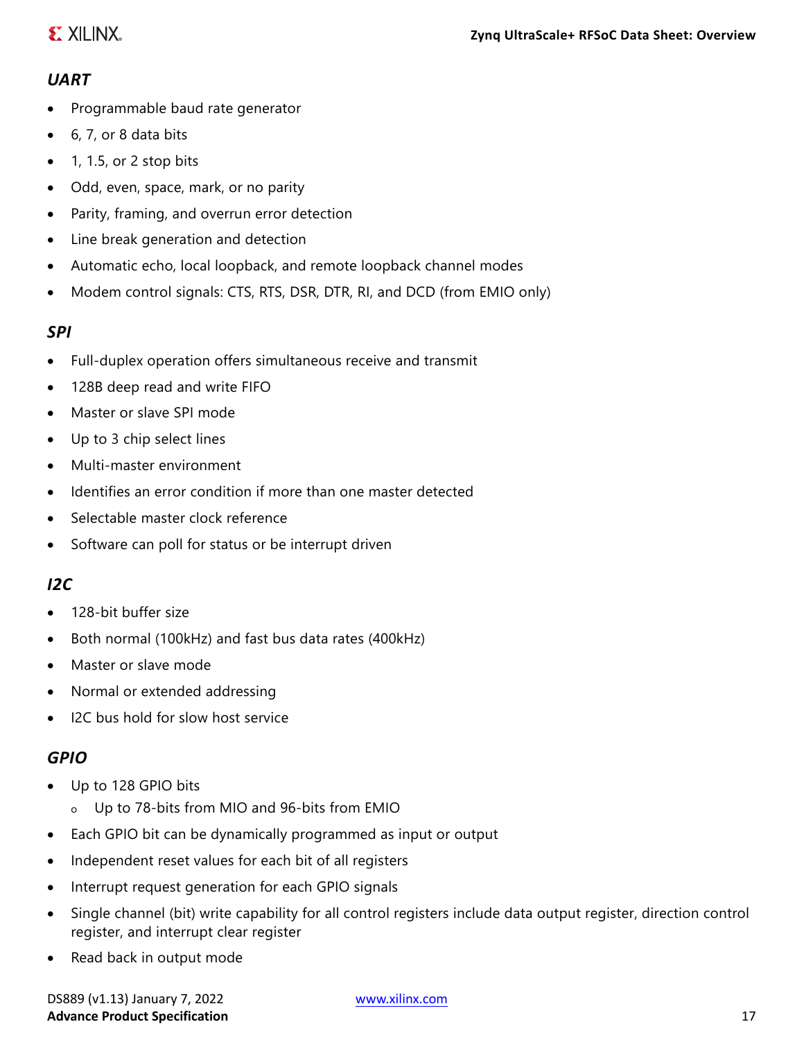### *UART*

- Programmable baud rate generator
- 6, 7, or 8 data bits
- 1, 1.5, or 2 stop bits
- Odd, even, space, mark, or no parity
- Parity, framing, and overrun error detection
- Line break generation and detection
- Automatic echo, local loopback, and remote loopback channel modes
- Modem control signals: CTS, RTS, DSR, DTR, RI, and DCD (from EMIO only)

### *SPI*

- Full-duplex operation offers simultaneous receive and transmit
- 128B deep read and write FIFO
- Master or slave SPI mode
- Up to 3 chip select lines
- Multi-master environment
- Identifies an error condition if more than one master detected
- Selectable master clock reference
- Software can poll for status or be interrupt driven

### *I2C*

- 128-bit buffer size
- Both normal (100kHz) and fast bus data rates (400kHz)
- Master or slave mode
- Normal or extended addressing
- I2C bus hold for slow host service

### *GPIO*

- Up to 128 GPIO bits
  - Up to 78-bits from MIO and 96-bits from EMIO
- Each GPIO bit can be dynamically programmed as input or output
- Independent reset values for each bit of all registers
- Interrupt request generation for each GPIO signals
- Single channel (bit) write capability for all control registers include data output register, direction control register, and interrupt clear register
- Read back in output mode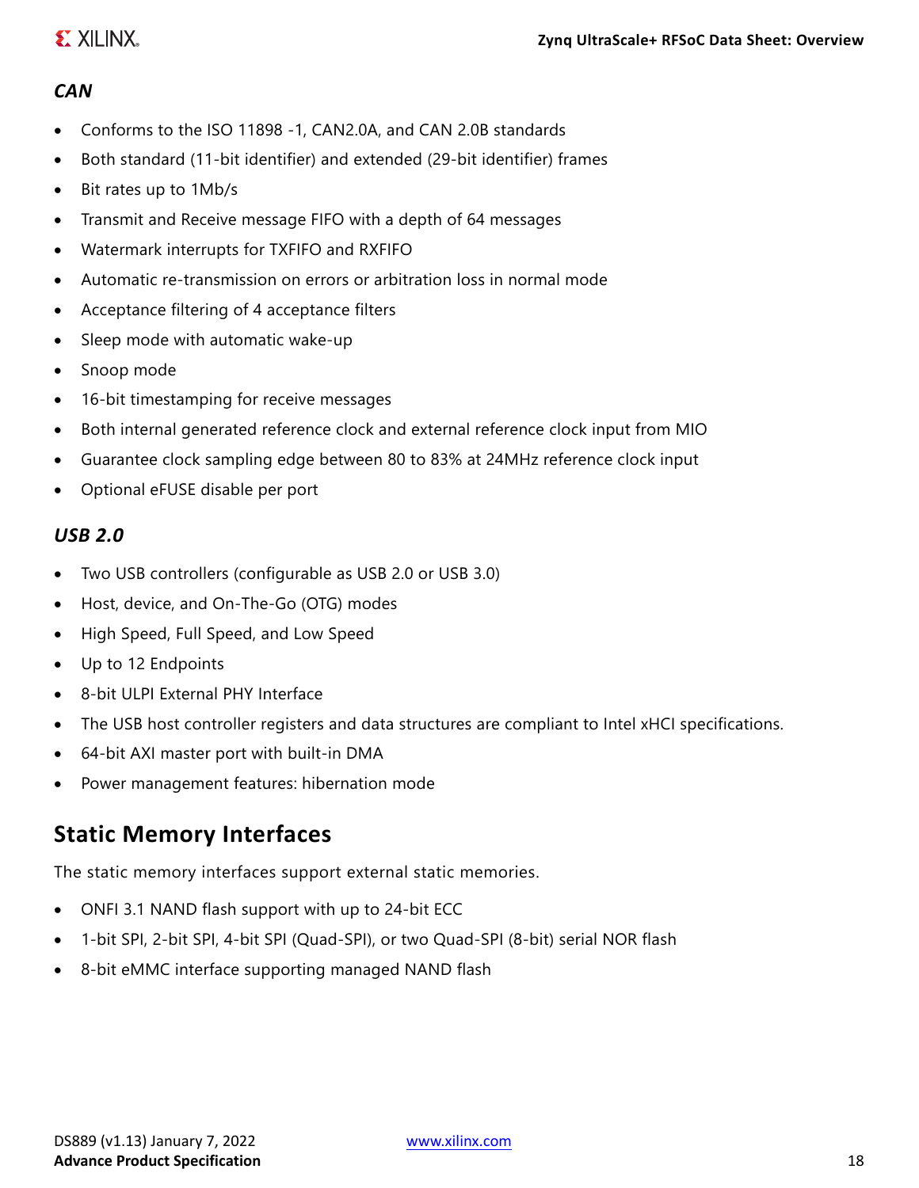### *CAN*

- Conforms to the ISO 11898 -1, CAN2.0A, and CAN 2.0B standards
- Both standard (11-bit identifier) and extended (29-bit identifier) frames
- Bit rates up to 1Mb/s
- Transmit and Receive message FIFO with a depth of 64 messages
- Watermark interrupts for TXFIFO and RXFIFO
- Automatic re-transmission on errors or arbitration loss in normal mode
- Acceptance filtering of 4 acceptance filters
- Sleep mode with automatic wake-up
- Snoop mode
- 16-bit timestamping for receive messages
- Both internal generated reference clock and external reference clock input from MIO
- Guarantee clock sampling edge between 80 to 83% at 24MHz reference clock input
- Optional eFUSE disable per port

### *USB 2.0*

- Two USB controllers (configurable as USB 2.0 or USB 3.0)
- Host, device, and On-The-Go (OTG) modes
- High Speed, Full Speed, and Low Speed
- Up to 12 Endpoints
- 8-bit ULPI External PHY Interface
- The USB host controller registers and data structures are compliant to Intel xHCI specifications.
- 64-bit AXI master port with built-in DMA
- Power management features: hibernation mode

## Static Memory Interfaces

The static memory interfaces support external static memories.

- ONFI 3.1 NAND flash support with up to 24-bit ECC
- 1-bit SPI, 2-bit SPI, 4-bit SPI (Quad-SPI), or two Quad-SPI (8-bit) serial NOR flash
- 8-bit eMMC interface supporting managed NAND flash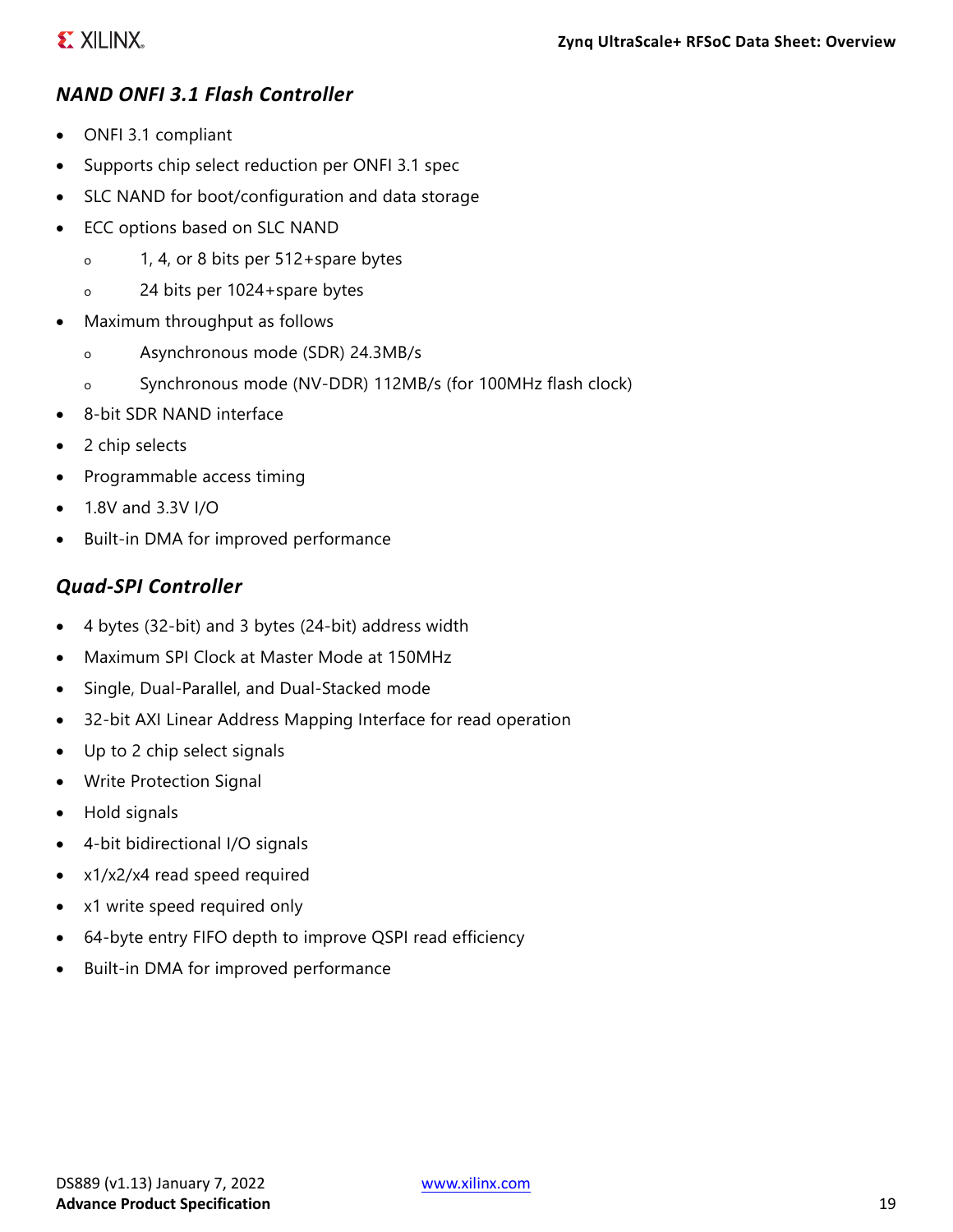### *NAND ONFI 3.1 Flash Controller*

- ONFI 3.1 compliant
- Supports chip select reduction per ONFI 3.1 spec
- SLC NAND for boot/configuration and data storage
- ECC options based on SLC NAND
  - 1, 4, or 8 bits per 512+spare bytes
  - 24 bits per 1024+spare bytes
- Maximum throughput as follows
  - Asynchronous mode (SDR) 24.3MB/s
  - Synchronous mode (NV-DDR) 112MB/s (for 100MHz flash clock)
- 8-bit SDR NAND interface
- 2 chip selects
- Programmable access timing
- 1.8V and 3.3V I/O
- Built-in DMA for improved performance

### *Quad-SPI Controller*

- 4 bytes (32-bit) and 3 bytes (24-bit) address width
- Maximum SPI Clock at Master Mode at 150MHz
- Single, Dual-Parallel, and Dual-Stacked mode
- 32-bit AXI Linear Address Mapping Interface for read operation
- Up to 2 chip select signals
- Write Protection Signal
- Hold signals
- 4-bit bidirectional I/O signals
- x1/x2/x4 read speed required
- x1 write speed required only
- 64-byte entry FIFO depth to improve QSPI read efficiency
- Built-in DMA for improved performance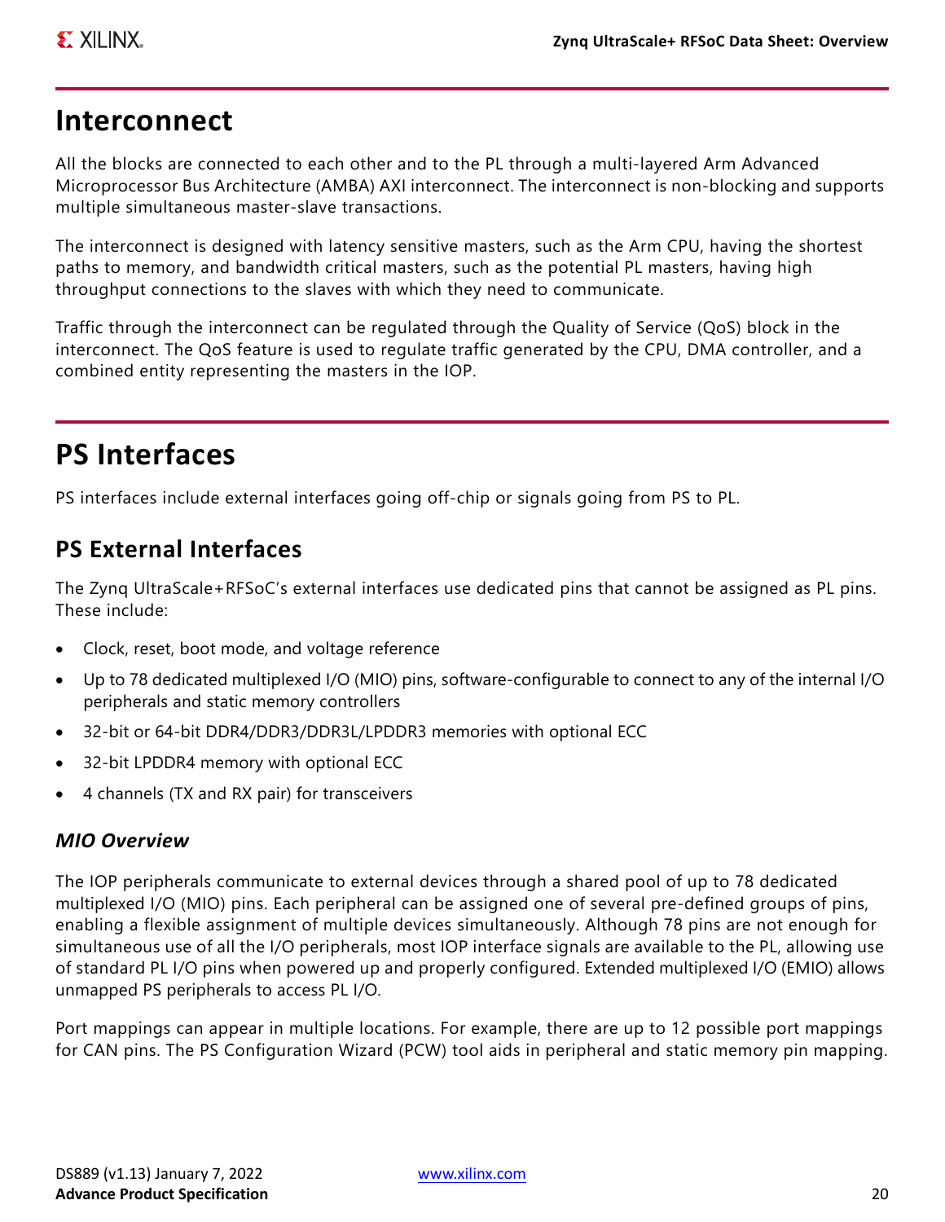# Interconnect

All the blocks are connected to each other and to the PL through a multi-layered Arm Advanced Microprocessor Bus Architecture (AMBA) AXI interconnect. The interconnect is non-blocking and supports multiple simultaneous master-slave transactions.

The interconnect is designed with latency sensitive masters, such as the Arm CPU, having the shortest paths to memory, and bandwidth critical masters, such as the potential PL masters, having high throughput connections to the slaves with which they need to communicate.

Traffic through the interconnect can be regulated through the Quality of Service (QoS) block in the interconnect. The QoS feature is used to regulate traffic generated by the CPU, DMA controller, and a combined entity representing the masters in the IOP.

# PS Interfaces

PS interfaces include external interfaces going off-chip or signals going from PS to PL.

## PS External Interfaces

The Zynq UltraScale+RFSoC's external interfaces use dedicated pins that cannot be assigned as PL pins. These include:

- Clock, reset, boot mode, and voltage reference
- Up to 78 dedicated multiplexed I/O (MIO) pins, software-configurable to connect to any of the internal I/O peripherals and static memory controllers
- 32-bit or 64-bit DDR4/DDR3/DDR3L/LPDDR3 memories with optional ECC
- 32-bit LPDDR4 memory with optional ECC
- 4 channels (TX and RX pair) for transceivers

### *MIO Overview*

The IOP peripherals communicate to external devices through a shared pool of up to 78 dedicated multiplexed I/O (MIO) pins. Each peripheral can be assigned one of several pre-defined groups of pins, enabling a flexible assignment of multiple devices simultaneously. Although 78 pins are not enough for simultaneous use of all the I/O peripherals, most IOP interface signals are available to the PL, allowing use of standard PL I/O pins when powered up and properly configured. Extended multiplexed I/O (EMIO) allows unmapped PS peripherals to access PL I/O.

Port mappings can appear in multiple locations. For example, there are up to 12 possible port mappings for CAN pins. The PS Configuration Wizard (PCW) tool aids in peripheral and static memory pin mapping.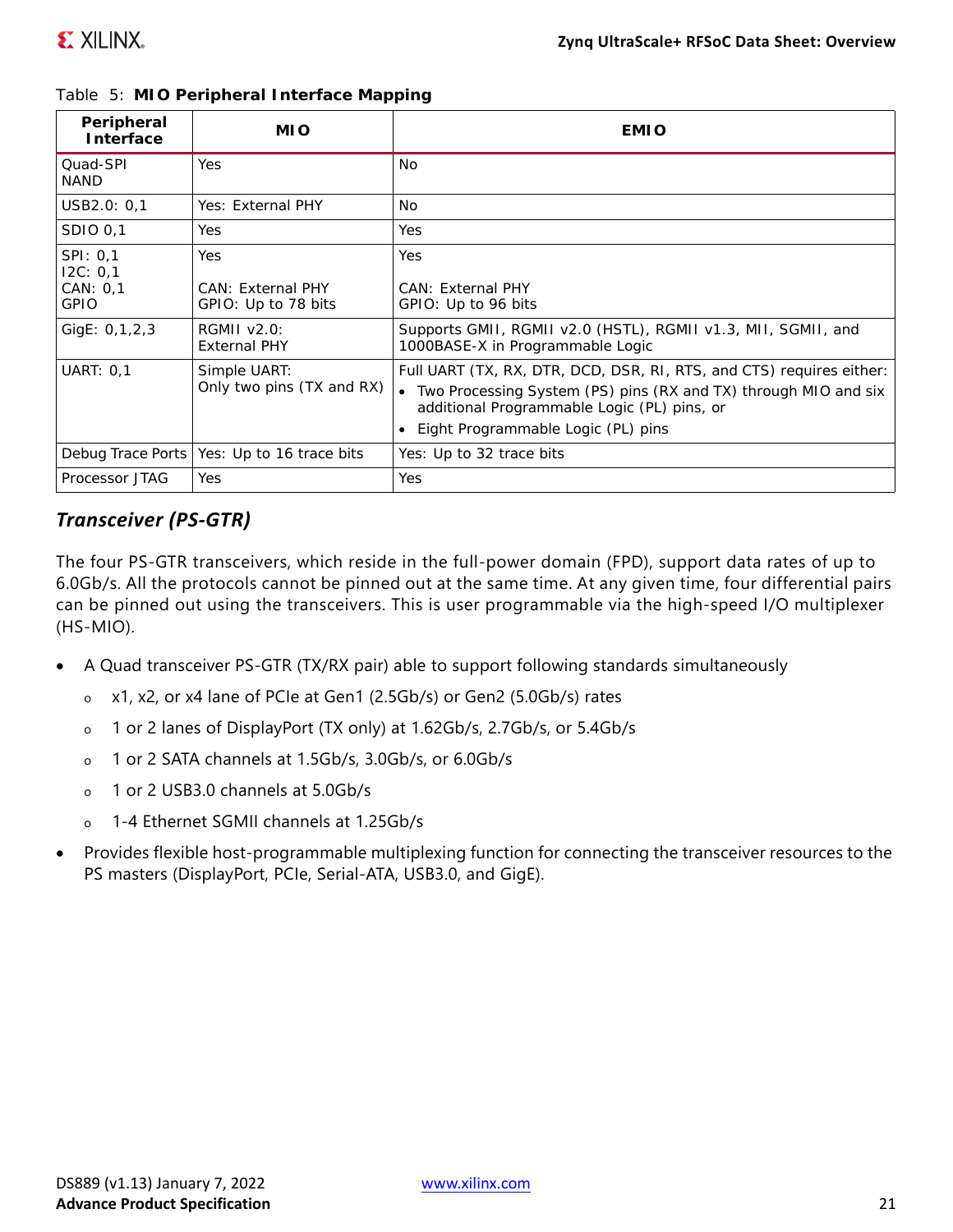Table 5: **MIO Peripheral Interface Mapping**

| Peripheral Interface | MIO | EMIO |
|---|---|---|
| Quad-SPI<br>NAND | Yes | No |
| USB2.0: 0,1 | Yes: External PHY | No |
| SDIO 0,1 | Yes | Yes |
| SPI: 0,1<br>I2C: 0,1<br>CAN: 0,1<br>GPIO | Yes<br><br>CAN: External PHY<br>GPIO: Up to 78 bits | Yes<br><br>CAN: External PHY<br>GPIO: Up to 96 bits |
| GigE: 0,1,2,3 | RGMII v2.0:<br>External PHY | Supports GMII, RGMII v2.0 (HSTL), RGMII v1.3, MII, SGMII, and 1000BASE-X in Programmable Logic |
| UART: 0,1 | Simple UART:<br>Only two pins (TX and RX) | Full UART (TX, RX, DTR, DCD, DSR, RI, RTS, and CTS) requires either:<br>• Two Processing System (PS) pins (RX and TX) through MIO and six additional Programmable Logic (PL) pins, or<br>• Eight Programmable Logic (PL) pins |
| Debug Trace Ports | Yes: Up to 16 trace bits | Yes: Up to 32 trace bits |
| Processor JTAG | Yes | Yes |

### *Transceiver (PS-GTR)*

The four PS-GTR transceivers, which reside in the full-power domain (FPD), support data rates of up to 6.0Gb/s. All the protocols cannot be pinned out at the same time. At any given time, four differential pairs can be pinned out using the transceivers. This is user programmable via the high-speed I/O multiplexer (HS-MIO).

- A Quad transceiver PS-GTR (TX/RX pair) able to support following standards simultaneously
  - x1, x2, or x4 lane of PCIe at Gen1 (2.5Gb/s) or Gen2 (5.0Gb/s) rates
  - 1 or 2 lanes of DisplayPort (TX only) at 1.62Gb/s, 2.7Gb/s, or 5.4Gb/s
  - 1 or 2 SATA channels at 1.5Gb/s, 3.0Gb/s, or 6.0Gb/s
  - 1 or 2 USB3.0 channels at 5.0Gb/s
  - 1-4 Ethernet SGMII channels at 1.25Gb/s
- Provides flexible host-programmable multiplexing function for connecting the transceiver resources to the PS masters (DisplayPort, PCIe, Serial-ATA, USB3.0, and GigE).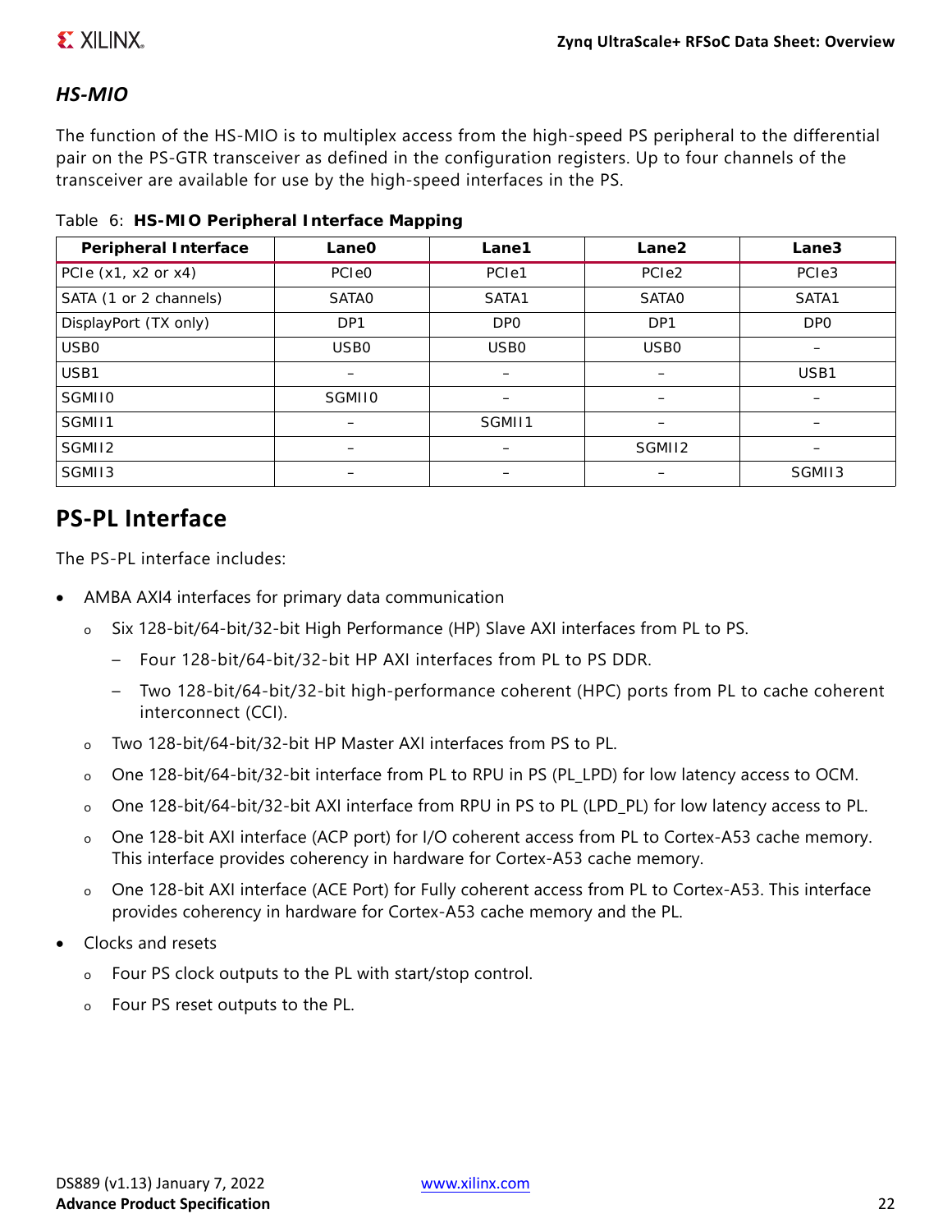### *HS-MIO*

The function of the HS-MIO is to multiplex access from the high-speed PS peripheral to the differential pair on the PS-GTR transceiver as defined in the configuration registers. Up to four channels of the transceiver are available for use by the high-speed interfaces in the PS.

Table 6: **HS-MIO Peripheral Interface Mapping**

| Peripheral Interface | Lane0 | Lane1 | Lane2 | Lane3 |
|---|---|---|---|---|
| PCIe (x1, x2 or x4) | PCIe0 | PCIe1 | PCIe2 | PCIe3 |
| SATA (1 or 2 channels) | SATA0 | SATA1 | SATA0 | SATA1 |
| DisplayPort (TX only) | DP1 | DP0 | DP1 | DP0 |
| USB0 | USB0 | USB0 | USB0 | – |
| USB1 | – | – | – | USB1 |
| SGMII0 | SGMII0 | – | – | – |
| SGMII1 | – | SGMII1 | – | – |
| SGMII2 | – | – | SGMII2 | – |
| SGMII3 | – | – | – | SGMII3 |

## PS-PL Interface

The PS-PL interface includes:

- AMBA AXI4 interfaces for primary data communication
  - Six 128-bit/64-bit/32-bit High Performance (HP) Slave AXI interfaces from PL to PS.
    - Four 128-bit/64-bit/32-bit HP AXI interfaces from PL to PS DDR.
    - Two 128-bit/64-bit/32-bit high-performance coherent (HPC) ports from PL to cache coherent interconnect (CCI).
  - Two 128-bit/64-bit/32-bit HP Master AXI interfaces from PS to PL.
  - One 128-bit/64-bit/32-bit interface from PL to RPU in PS (PL_LPD) for low latency access to OCM.
  - One 128-bit/64-bit/32-bit AXI interface from RPU in PS to PL (LPD_PL) for low latency access to PL.
  - One 128-bit AXI interface (ACP port) for I/O coherent access from PL to Cortex-A53 cache memory. This interface provides coherency in hardware for Cortex-A53 cache memory.
  - One 128-bit AXI interface (ACE Port) for Fully coherent access from PL to Cortex-A53. This interface provides coherency in hardware for Cortex-A53 cache memory and the PL.
- Clocks and resets
  - Four PS clock outputs to the PL with start/stop control.
  - Four PS reset outputs to the PL.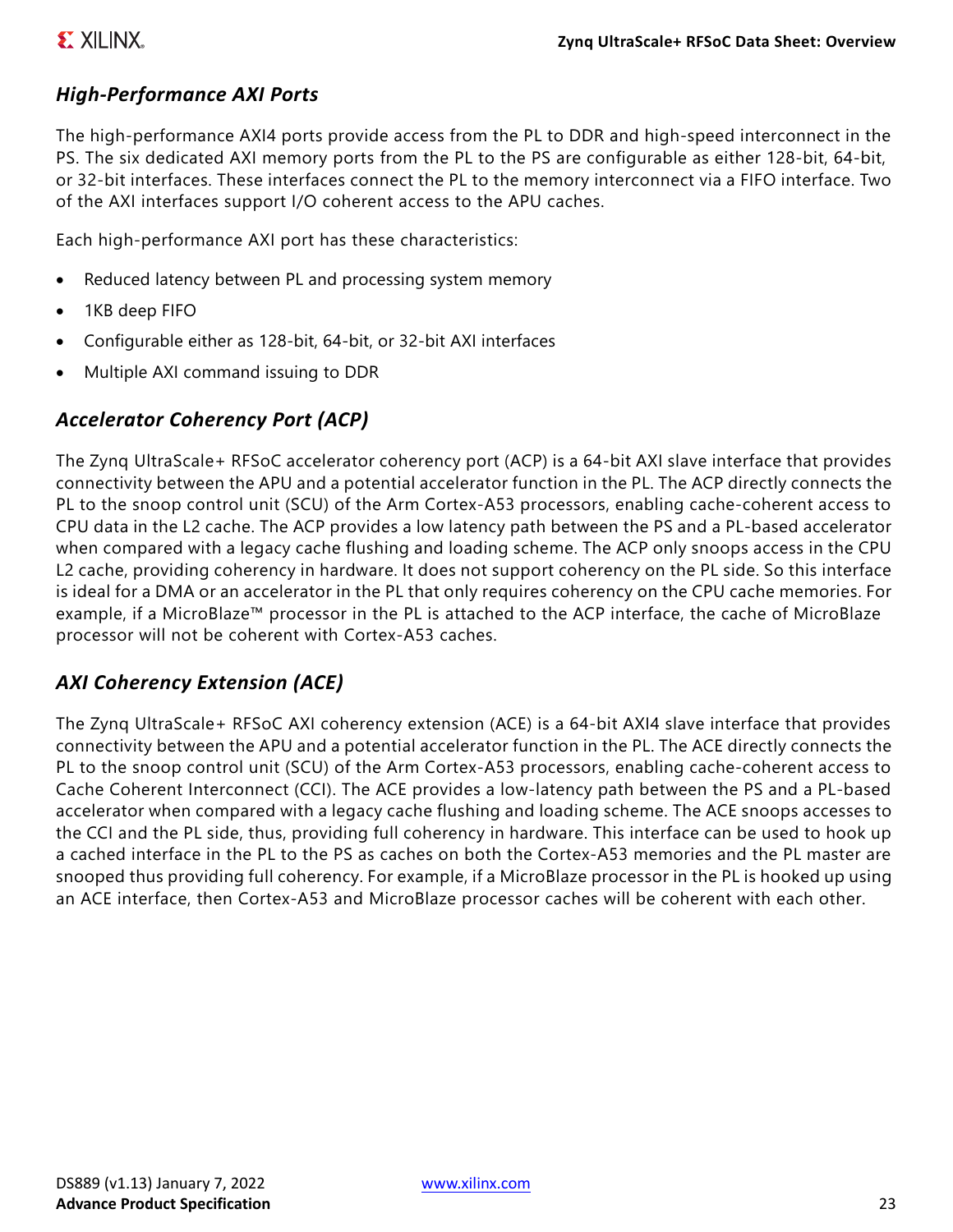### *High-Performance AXI Ports*

The high-performance AXI4 ports provide access from the PL to DDR and high-speed interconnect in the PS. The six dedicated AXI memory ports from the PL to the PS are configurable as either 128-bit, 64-bit, or 32-bit interfaces. These interfaces connect the PL to the memory interconnect via a FIFO interface. Two of the AXI interfaces support I/O coherent access to the APU caches.

Each high-performance AXI port has these characteristics:

- Reduced latency between PL and processing system memory
- 1KB deep FIFO
- Configurable either as 128-bit, 64-bit, or 32-bit AXI interfaces
- Multiple AXI command issuing to DDR

### *Accelerator Coherency Port (ACP)*

The Zynq UltraScale+ RFSoC accelerator coherency port (ACP) is a 64-bit AXI slave interface that provides connectivity between the APU and a potential accelerator function in the PL. The ACP directly connects the PL to the snoop control unit (SCU) of the Arm Cortex-A53 processors, enabling cache-coherent access to CPU data in the L2 cache. The ACP provides a low latency path between the PS and a PL-based accelerator when compared with a legacy cache flushing and loading scheme. The ACP only snoops access in the CPU L2 cache, providing coherency in hardware. It does not support coherency on the PL side. So this interface is ideal for a DMA or an accelerator in the PL that only requires coherency on the CPU cache memories. For example, if a MicroBlaze™ processor in the PL is attached to the ACP interface, the cache of MicroBlaze processor will not be coherent with Cortex-A53 caches.

### *AXI Coherency Extension (ACE)*

The Zynq UltraScale+ RFSoC AXI coherency extension (ACE) is a 64-bit AXI4 slave interface that provides connectivity between the APU and a potential accelerator function in the PL. The ACE directly connects the PL to the snoop control unit (SCU) of the Arm Cortex-A53 processors, enabling cache-coherent access to Cache Coherent Interconnect (CCI). The ACE provides a low-latency path between the PS and a PL-based accelerator when compared with a legacy cache flushing and loading scheme. The ACE snoops accesses to the CCI and the PL side, thus, providing full coherency in hardware. This interface can be used to hook up a cached interface in the PL to the PS as caches on both the Cortex-A53 memories and the PL master are snooped thus providing full coherency. For example, if a MicroBlaze processor in the PL is hooked up using an ACE interface, then Cortex-A53 and MicroBlaze processor caches will be coherent with each other.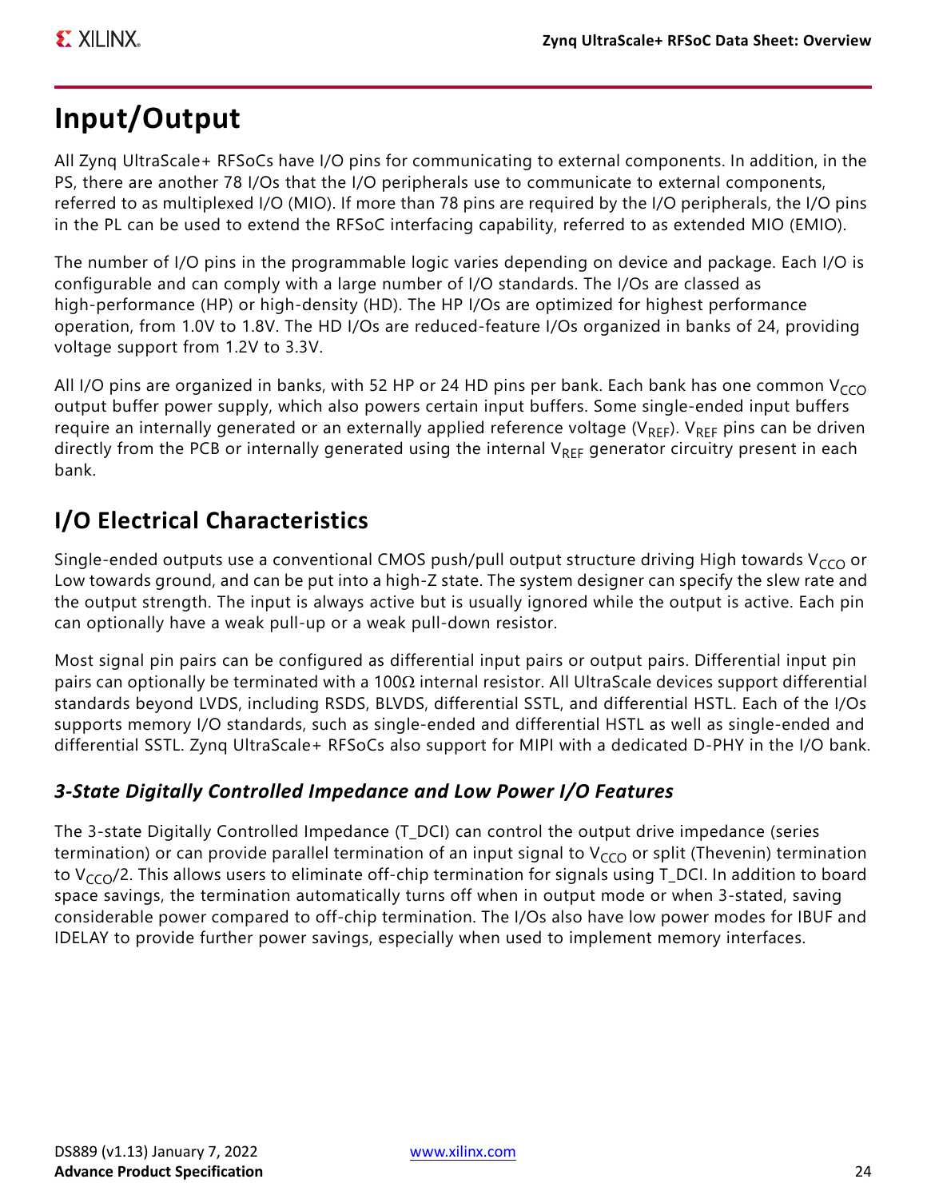# Input/Output

All Zynq UltraScale+ RFSoCs have I/O pins for communicating to external components. In addition, in the PS, there are another 78 I/Os that the I/O peripherals use to communicate to external components, referred to as multiplexed I/O (MIO). If more than 78 pins are required by the I/O peripherals, the I/O pins in the PL can be used to extend the RFSoC interfacing capability, referred to as extended MIO (EMIO).

The number of I/O pins in the programmable logic varies depending on device and package. Each I/O is configurable and can comply with a large number of I/O standards. The I/Os are classed as high-performance (HP) or high-density (HD). The HP I/Os are optimized for highest performance operation, from 1.0V to 1.8V. The HD I/Os are reduced-feature I/Os organized in banks of 24, providing voltage support from 1.2V to 3.3V.

All I/O pins are organized in banks, with 52 HP or 24 HD pins per bank. Each bank has one common $V_{CCO}$ output buffer power supply, which also powers certain input buffers. Some single-ended input buffers require an internally generated or an externally applied reference voltage ($V_{REF}$). $V_{REF}$ pins can be driven directly from the PCB or internally generated using the internal $V_{REF}$ generator circuitry present in each bank.

## I/O Electrical Characteristics

Single-ended outputs use a conventional CMOS push/pull output structure driving High towards $V_{CCO}$ or Low towards ground, and can be put into a high-Z state. The system designer can specify the slew rate and the output strength. The input is always active but is usually ignored while the output is active. Each pin can optionally have a weak pull-up or a weak pull-down resistor.

Most signal pin pairs can be configured as differential input pairs or output pairs. Differential input pin pairs can optionally be terminated with a 100Ω internal resistor. All UltraScale devices support differential standards beyond LVDS, including RSDS, BLVDS, differential SSTL, and differential HSTL. Each of the I/Os supports memory I/O standards, such as single-ended and differential HSTL as well as single-ended and differential SSTL. Zynq UltraScale+ RFSoCs also support for MIPI with a dedicated D-PHY in the I/O bank.

### *3-State Digitally Controlled Impedance and Low Power I/O Features*

The 3-state Digitally Controlled Impedance (T_DCI) can control the output drive impedance (series termination) or can provide parallel termination of an input signal to $V_{CCO}$ or split (Thevenin) termination to $V_{CCO}/2$. This allows users to eliminate off-chip termination for signals using T_DCI. In addition to board space savings, the termination automatically turns off when in output mode or when 3-stated, saving considerable power compared to off-chip termination. The I/Os also have low power modes for IBUF and IDELAY to provide further power savings, especially when used to implement memory interfaces.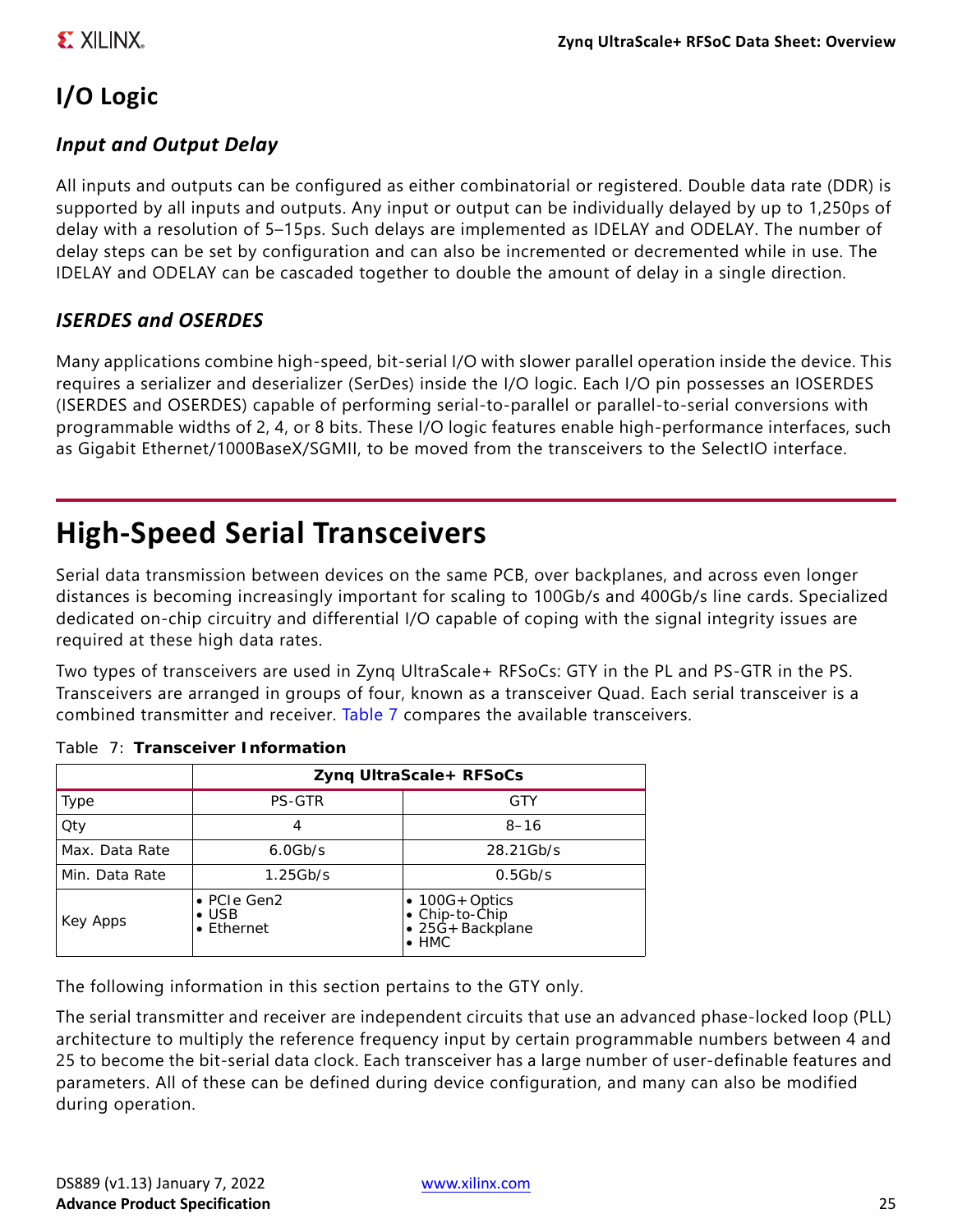## I/O Logic

### *Input and Output Delay*

All inputs and outputs can be configured as either combinatorial or registered. Double data rate (DDR) is supported by all inputs and outputs. Any input or output can be individually delayed by up to 1,250ps of delay with a resolution of 5–15ps. Such delays are implemented as IDELAY and ODELAY. The number of delay steps can be set by configuration and can also be incremented or decremented while in use. The IDELAY and ODELAY can be cascaded together to double the amount of delay in a single direction.

### *ISERDES and OSERDES*

Many applications combine high-speed, bit-serial I/O with slower parallel operation inside the device. This requires a serializer and deserializer (SerDes) inside the I/O logic. Each I/O pin possesses an IOSERDES (ISERDES and OSERDES) capable of performing serial-to-parallel or parallel-to-serial conversions with programmable widths of 2, 4, or 8 bits. These I/O logic features enable high-performance interfaces, such as Gigabit Ethernet/1000BaseX/SGMII, to be moved from the transceivers to the SelectIO interface.

# High-Speed Serial Transceivers

Serial data transmission between devices on the same PCB, over backplanes, and across even longer distances is becoming increasingly important for scaling to 100Gb/s and 400Gb/s line cards. Specialized dedicated on-chip circuitry and differential I/O capable of coping with the signal integrity issues are required at these high data rates.

Two types of transceivers are used in Zynq UltraScale+ RFSoCs: GTY in the PL and PS-GTR in the PS. Transceivers are arranged in groups of four, known as a transceiver Quad. Each serial transceiver is a combined transmitter and receiver. Table 7 compares the available transceivers.

Table 7: **Transceiver Information**

| | Zynq UltraScale+ RFSoCs | |
|---|---|---|
| Type | PS-GTR | GTY |
| Qty | 4 | 8–16 |
| Max. Data Rate | 6.0Gb/s | 28.21Gb/s |
| Min. Data Rate | 1.25Gb/s | 0.5Gb/s |
| Key Apps | • PCIe Gen2<br>• USB<br>• Ethernet | • 100G+ Optics<br>• Chip-to-Chip<br>• 25G+ Backplane<br>• HMC |

The following information in this section pertains to the GTY only.

The serial transmitter and receiver are independent circuits that use an advanced phase-locked loop (PLL) architecture to multiply the reference frequency input by certain programmable numbers between 4 and 25 to become the bit-serial data clock. Each transceiver has a large number of user-definable features and parameters. All of these can be defined during device configuration, and many can also be modified during operation.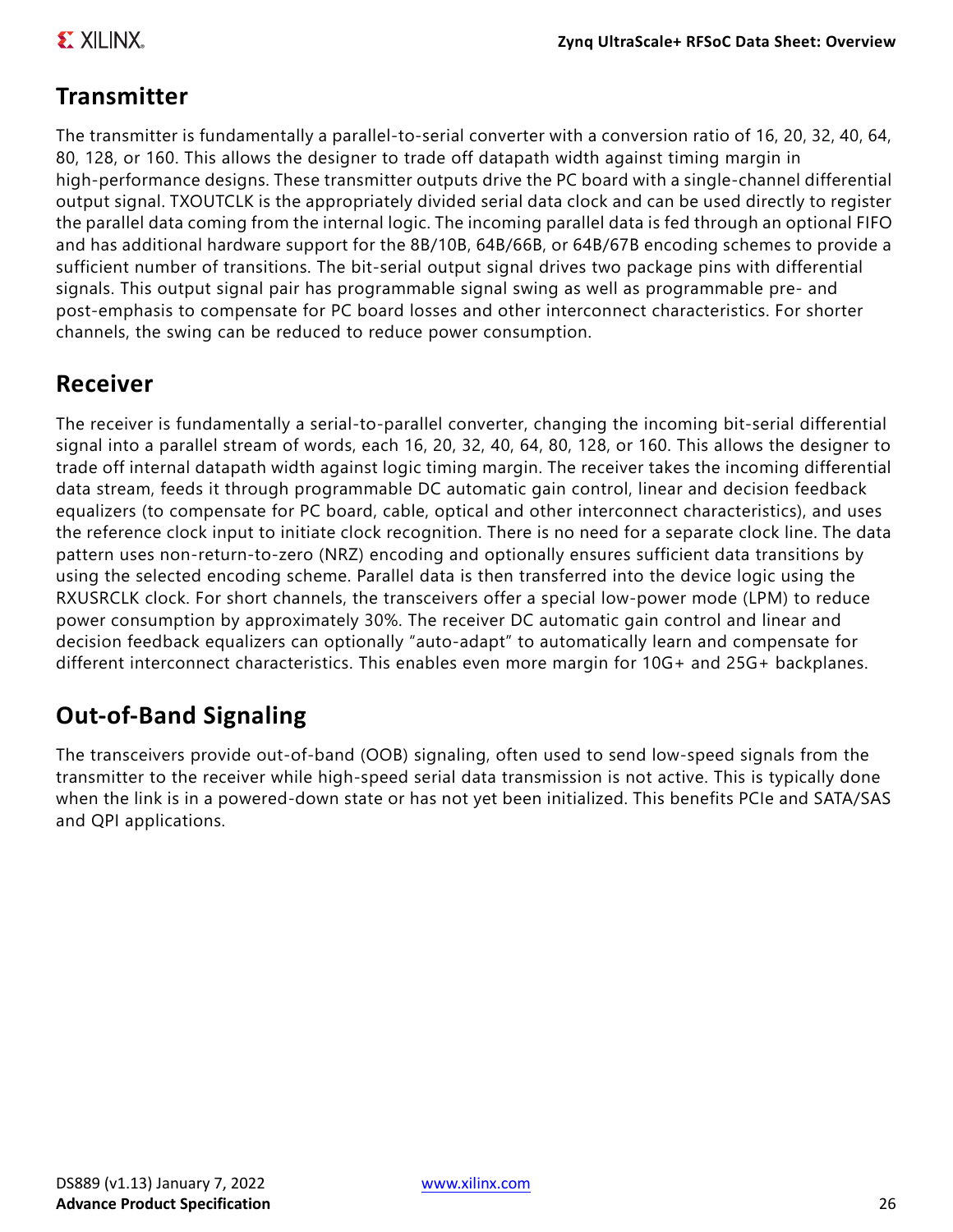## Transmitter

The transmitter is fundamentally a parallel-to-serial converter with a conversion ratio of 16, 20, 32, 40, 64, 80, 128, or 160. This allows the designer to trade off datapath width against timing margin in high-performance designs. These transmitter outputs drive the PC board with a single-channel differential output signal. TXOUTCLK is the appropriately divided serial data clock and can be used directly to register the parallel data coming from the internal logic. The incoming parallel data is fed through an optional FIFO and has additional hardware support for the 8B/10B, 64B/66B, or 64B/67B encoding schemes to provide a sufficient number of transitions. The bit-serial output signal drives two package pins with differential signals. This output signal pair has programmable signal swing as well as programmable pre- and post-emphasis to compensate for PC board losses and other interconnect characteristics. For shorter channels, the swing can be reduced to reduce power consumption.

## Receiver

The receiver is fundamentally a serial-to-parallel converter, changing the incoming bit-serial differential signal into a parallel stream of words, each 16, 20, 32, 40, 64, 80, 128, or 160. This allows the designer to trade off internal datapath width against logic timing margin. The receiver takes the incoming differential data stream, feeds it through programmable DC automatic gain control, linear and decision feedback equalizers (to compensate for PC board, cable, optical and other interconnect characteristics), and uses the reference clock input to initiate clock recognition. There is no need for a separate clock line. The data pattern uses non-return-to-zero (NRZ) encoding and optionally ensures sufficient data transitions by using the selected encoding scheme. Parallel data is then transferred into the device logic using the RXUSRCLK clock. For short channels, the transceivers offer a special low-power mode (LPM) to reduce power consumption by approximately 30%. The receiver DC automatic gain control and linear and decision feedback equalizers can optionally "auto-adapt" to automatically learn and compensate for different interconnect characteristics. This enables even more margin for 10G+ and 25G+ backplanes.

## Out-of-Band Signaling

The transceivers provide out-of-band (OOB) signaling, often used to send low-speed signals from the transmitter to the receiver while high-speed serial data transmission is not active. This is typically done when the link is in a powered-down state or has not yet been initialized. This benefits PCIe and SATA/SAS and QPI applications.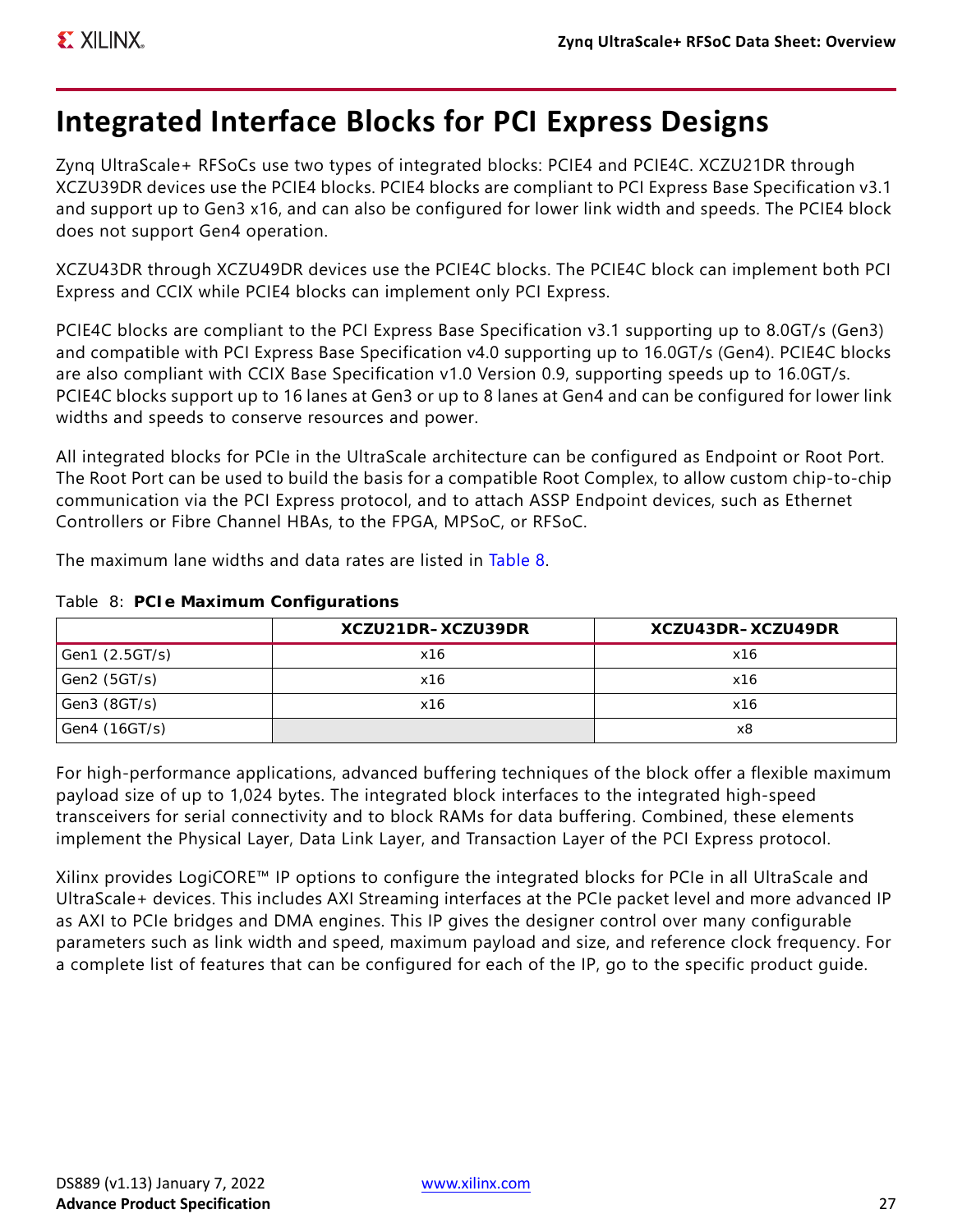# Integrated Interface Blocks for PCI Express Designs

Zynq UltraScale+ RFSoCs use two types of integrated blocks: PCIE4 and PCIE4C. XCZU21DR through XCZU39DR devices use the PCIE4 blocks. PCIE4 blocks are compliant to PCI Express Base Specification v3.1 and support up to Gen3 x16, and can also be configured for lower link width and speeds. The PCIE4 block does not support Gen4 operation.

XCZU43DR through XCZU49DR devices use the PCIE4C blocks. The PCIE4C block can implement both PCI Express and CCIX while PCIE4 blocks can implement only PCI Express.

PCIE4C blocks are compliant to the PCI Express Base Specification v3.1 supporting up to 8.0GT/s (Gen3) and compatible with PCI Express Base Specification v4.0 supporting up to 16.0GT/s (Gen4). PCIE4C blocks are also compliant with CCIX Base Specification v1.0 Version 0.9, supporting speeds up to 16.0GT/s. PCIE4C blocks support up to 16 lanes at Gen3 or up to 8 lanes at Gen4 and can be configured for lower link widths and speeds to conserve resources and power.

All integrated blocks for PCIe in the UltraScale architecture can be configured as Endpoint or Root Port. The Root Port can be used to build the basis for a compatible Root Complex, to allow custom chip-to-chip communication via the PCI Express protocol, and to attach ASSP Endpoint devices, such as Ethernet Controllers or Fibre Channel HBAs, to the FPGA, MPSoC, or RFSoC.

The maximum lane widths and data rates are listed in Table 8.

Table 8: **PCIe Maximum Configurations**

| | XCZU21DR–XCZU39DR | XCZU43DR–XCZU49DR |
|---|---|---|
| Gen1 (2.5GT/s) | x16 | x16 |
| Gen2 (5GT/s) | x16 | x16 |
| Gen3 (8GT/s) | x16 | x16 |
| Gen4 (16GT/s) | | x8 |

For high-performance applications, advanced buffering techniques of the block offer a flexible maximum payload size of up to 1,024 bytes. The integrated block interfaces to the integrated high-speed transceivers for serial connectivity and to block RAMs for data buffering. Combined, these elements implement the Physical Layer, Data Link Layer, and Transaction Layer of the PCI Express protocol.

Xilinx provides LogiCORE™ IP options to configure the integrated blocks for PCIe in all UltraScale and UltraScale+ devices. This includes AXI Streaming interfaces at the PCIe packet level and more advanced IP as AXI to PCIe bridges and DMA engines. This IP gives the designer control over many configurable parameters such as link width and speed, maximum payload and size, and reference clock frequency. For a complete list of features that can be configured for each of the IP, go to the specific product guide.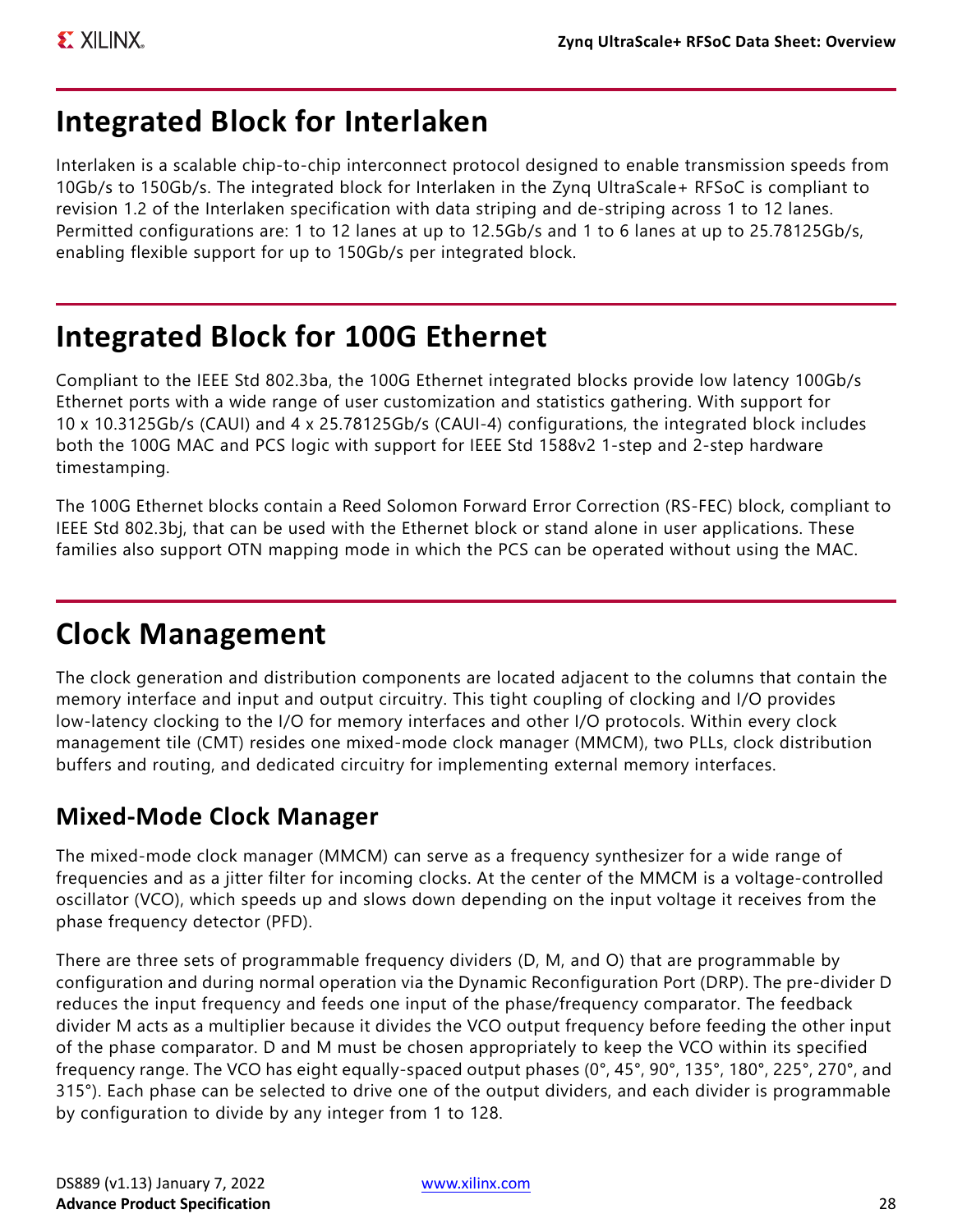## Integrated Block for Interlaken

Interlaken is a scalable chip-to-chip interconnect protocol designed to enable transmission speeds from 10Gb/s to 150Gb/s. The integrated block for Interlaken in the Zynq UltraScale+ RFSoC is compliant to revision 1.2 of the Interlaken specification with data striping and de-striping across 1 to 12 lanes. Permitted configurations are: 1 to 12 lanes at up to 12.5Gb/s and 1 to 6 lanes at up to 25.78125Gb/s, enabling flexible support for up to 150Gb/s per integrated block.

## Integrated Block for 100G Ethernet

Compliant to the IEEE Std 802.3ba, the 100G Ethernet integrated blocks provide low latency 100Gb/s Ethernet ports with a wide range of user customization and statistics gathering. With support for 10 x 10.3125Gb/s (CAUI) and 4 x 25.78125Gb/s (CAUI-4) configurations, the integrated block includes both the 100G MAC and PCS logic with support for IEEE Std 1588v2 1-step and 2-step hardware timestamping.

The 100G Ethernet blocks contain a Reed Solomon Forward Error Correction (RS-FEC) block, compliant to IEEE Std 802.3bj, that can be used with the Ethernet block or stand alone in user applications. These families also support OTN mapping mode in which the PCS can be operated without using the MAC.

## Clock Management

The clock generation and distribution components are located adjacent to the columns that contain the memory interface and input and output circuitry. This tight coupling of clocking and I/O provides low-latency clocking to the I/O for memory interfaces and other I/O protocols. Within every clock management tile (CMT) resides one mixed-mode clock manager (MMCM), two PLLs, clock distribution buffers and routing, and dedicated circuitry for implementing external memory interfaces.

### Mixed-Mode Clock Manager

The mixed-mode clock manager (MMCM) can serve as a frequency synthesizer for a wide range of frequencies and as a jitter filter for incoming clocks. At the center of the MMCM is a voltage-controlled oscillator (VCO), which speeds up and slows down depending on the input voltage it receives from the phase frequency detector (PFD).

There are three sets of programmable frequency dividers (D, M, and O) that are programmable by configuration and during normal operation via the Dynamic Reconfiguration Port (DRP). The pre-divider D reduces the input frequency and feeds one input of the phase/frequency comparator. The feedback divider M acts as a multiplier because it divides the VCO output frequency before feeding the other input of the phase comparator. D and M must be chosen appropriately to keep the VCO within its specified frequency range. The VCO has eight equally-spaced output phases (0°, 45°, 90°, 135°, 180°, 225°, 270°, and 315°). Each phase can be selected to drive one of the output dividers, and each divider is programmable by configuration to divide by any integer from 1 to 128.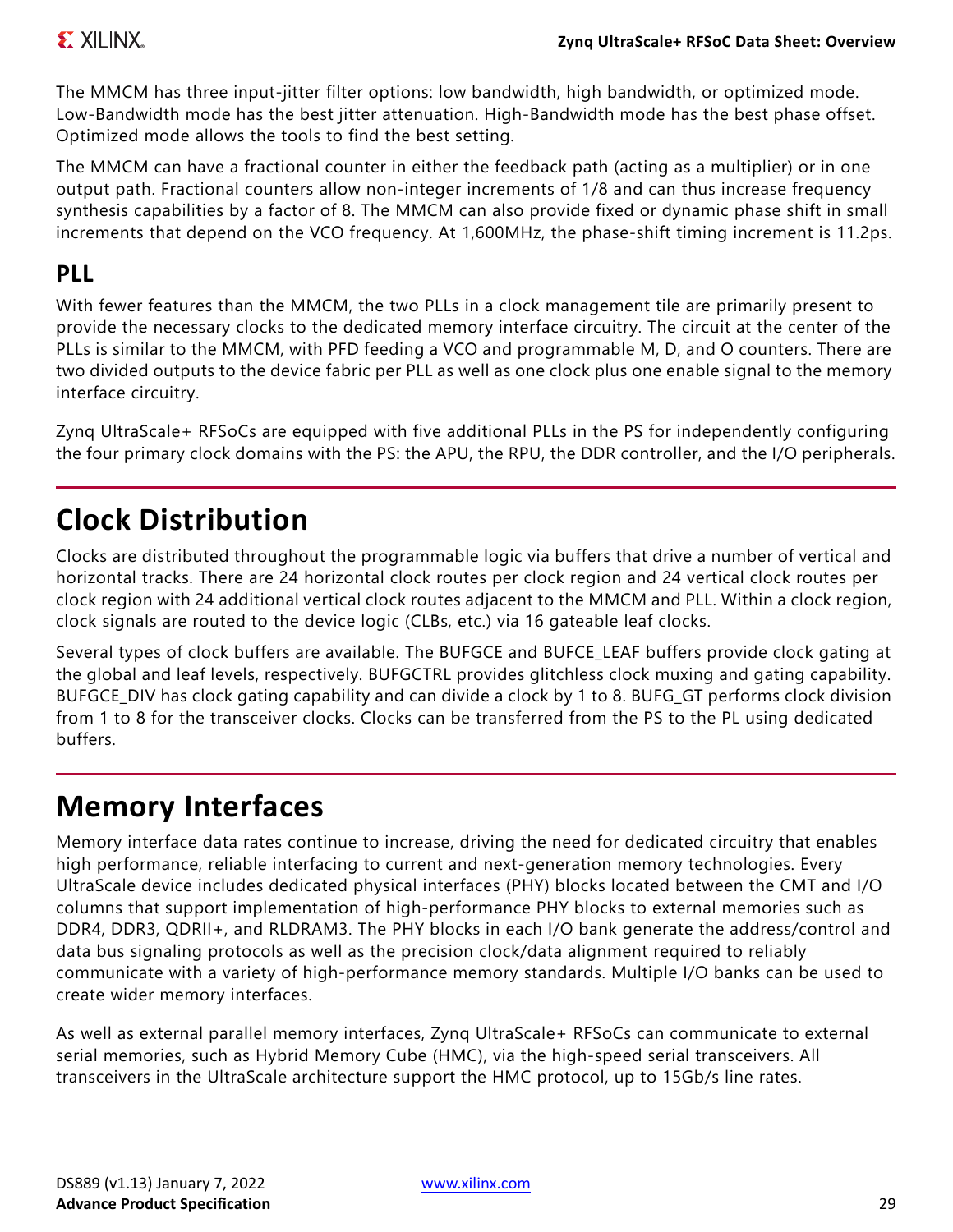The MMCM has three input-jitter filter options: low bandwidth, high bandwidth, or optimized mode. Low-Bandwidth mode has the best jitter attenuation. High-Bandwidth mode has the best phase offset. Optimized mode allows the tools to find the best setting.

The MMCM can have a fractional counter in either the feedback path (acting as a multiplier) or in one output path. Fractional counters allow non-integer increments of 1/8 and can thus increase frequency synthesis capabilities by a factor of 8. The MMCM can also provide fixed or dynamic phase shift in small increments that depend on the VCO frequency. At 1,600MHz, the phase-shift timing increment is 11.2ps.

### PLL

With fewer features than the MMCM, the two PLLs in a clock management tile are primarily present to provide the necessary clocks to the dedicated memory interface circuitry. The circuit at the center of the PLLs is similar to the MMCM, with PFD feeding a VCO and programmable M, D, and O counters. There are two divided outputs to the device fabric per PLL as well as one clock plus one enable signal to the memory interface circuitry.

Zynq UltraScale+ RFSoCs are equipped with five additional PLLs in the PS for independently configuring the four primary clock domains with the PS: the APU, the RPU, the DDR controller, and the I/O peripherals.

## Clock Distribution

Clocks are distributed throughout the programmable logic via buffers that drive a number of vertical and horizontal tracks. There are 24 horizontal clock routes per clock region and 24 vertical clock routes per clock region with 24 additional vertical clock routes adjacent to the MMCM and PLL. Within a clock region, clock signals are routed to the device logic (CLBs, etc.) via 16 gateable leaf clocks.

Several types of clock buffers are available. The BUFGCE and BUFCE_LEAF buffers provide clock gating at the global and leaf levels, respectively. BUFGCTRL provides glitchless clock muxing and gating capability. BUFGCE_DIV has clock gating capability and can divide a clock by 1 to 8. BUFG_GT performs clock division from 1 to 8 for the transceiver clocks. Clocks can be transferred from the PS to the PL using dedicated buffers.

## Memory Interfaces

Memory interface data rates continue to increase, driving the need for dedicated circuitry that enables high performance, reliable interfacing to current and next-generation memory technologies. Every UltraScale device includes dedicated physical interfaces (PHY) blocks located between the CMT and I/O columns that support implementation of high-performance PHY blocks to external memories such as DDR4, DDR3, QDRII+, and RLDRAM3. The PHY blocks in each I/O bank generate the address/control and data bus signaling protocols as well as the precision clock/data alignment required to reliably communicate with a variety of high-performance memory standards. Multiple I/O banks can be used to create wider memory interfaces.

As well as external parallel memory interfaces, Zynq UltraScale+ RFSoCs can communicate to external serial memories, such as Hybrid Memory Cube (HMC), via the high-speed serial transceivers. All transceivers in the UltraScale architecture support the HMC protocol, up to 15Gb/s line rates.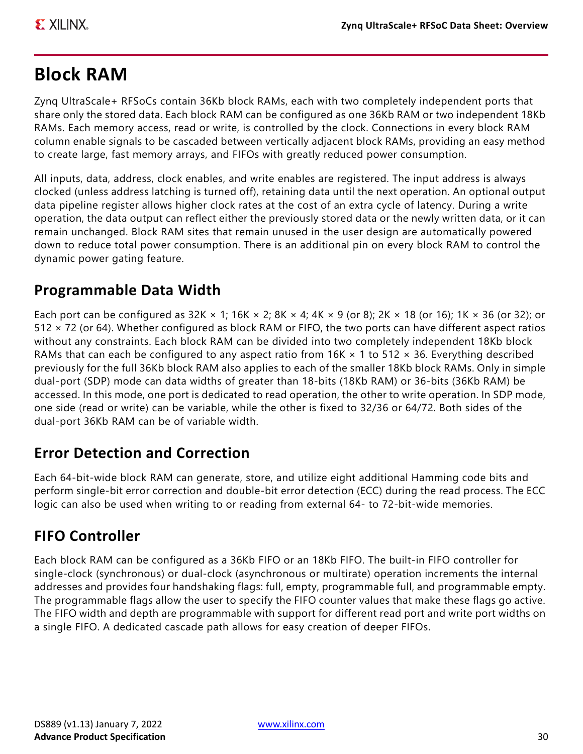# Block RAM

Zynq UltraScale+ RFSoCs contain 36Kb block RAMs, each with two completely independent ports that share only the stored data. Each block RAM can be configured as one 36Kb RAM or two independent 18Kb RAMs. Each memory access, read or write, is controlled by the clock. Connections in every block RAM column enable signals to be cascaded between vertically adjacent block RAMs, providing an easy method to create large, fast memory arrays, and FIFOs with greatly reduced power consumption.

All inputs, data, address, clock enables, and write enables are registered. The input address is always clocked (unless address latching is turned off), retaining data until the next operation. An optional output data pipeline register allows higher clock rates at the cost of an extra cycle of latency. During a write operation, the data output can reflect either the previously stored data or the newly written data, or it can remain unchanged. Block RAM sites that remain unused in the user design are automatically powered down to reduce total power consumption. There is an additional pin on every block RAM to control the dynamic power gating feature.

## Programmable Data Width

Each port can be configured as 32K × 1; 16K × 2; 8K × 4; 4K × 9 (or 8); 2K × 18 (or 16); 1K × 36 (or 32); or 512 × 72 (or 64). Whether configured as block RAM or FIFO, the two ports can have different aspect ratios without any constraints. Each block RAM can be divided into two completely independent 18Kb block RAMs that can each be configured to any aspect ratio from 16K × 1 to 512 × 36. Everything described previously for the full 36Kb block RAM also applies to each of the smaller 18Kb block RAMs. Only in simple dual-port (SDP) mode can data widths of greater than 18-bits (18Kb RAM) or 36-bits (36Kb RAM) be accessed. In this mode, one port is dedicated to read operation, the other to write operation. In SDP mode, one side (read or write) can be variable, while the other is fixed to 32/36 or 64/72. Both sides of the dual-port 36Kb RAM can be of variable width.

## Error Detection and Correction

Each 64-bit-wide block RAM can generate, store, and utilize eight additional Hamming code bits and perform single-bit error correction and double-bit error detection (ECC) during the read process. The ECC logic can also be used when writing to or reading from external 64- to 72-bit-wide memories.

## FIFO Controller

Each block RAM can be configured as a 36Kb FIFO or an 18Kb FIFO. The built-in FIFO controller for single-clock (synchronous) or dual-clock (asynchronous or multirate) operation increments the internal addresses and provides four handshaking flags: full, empty, programmable full, and programmable empty. The programmable flags allow the user to specify the FIFO counter values that make these flags go active. The FIFO width and depth are programmable with support for different read port and write port widths on a single FIFO. A dedicated cascade path allows for easy creation of deeper FIFOs.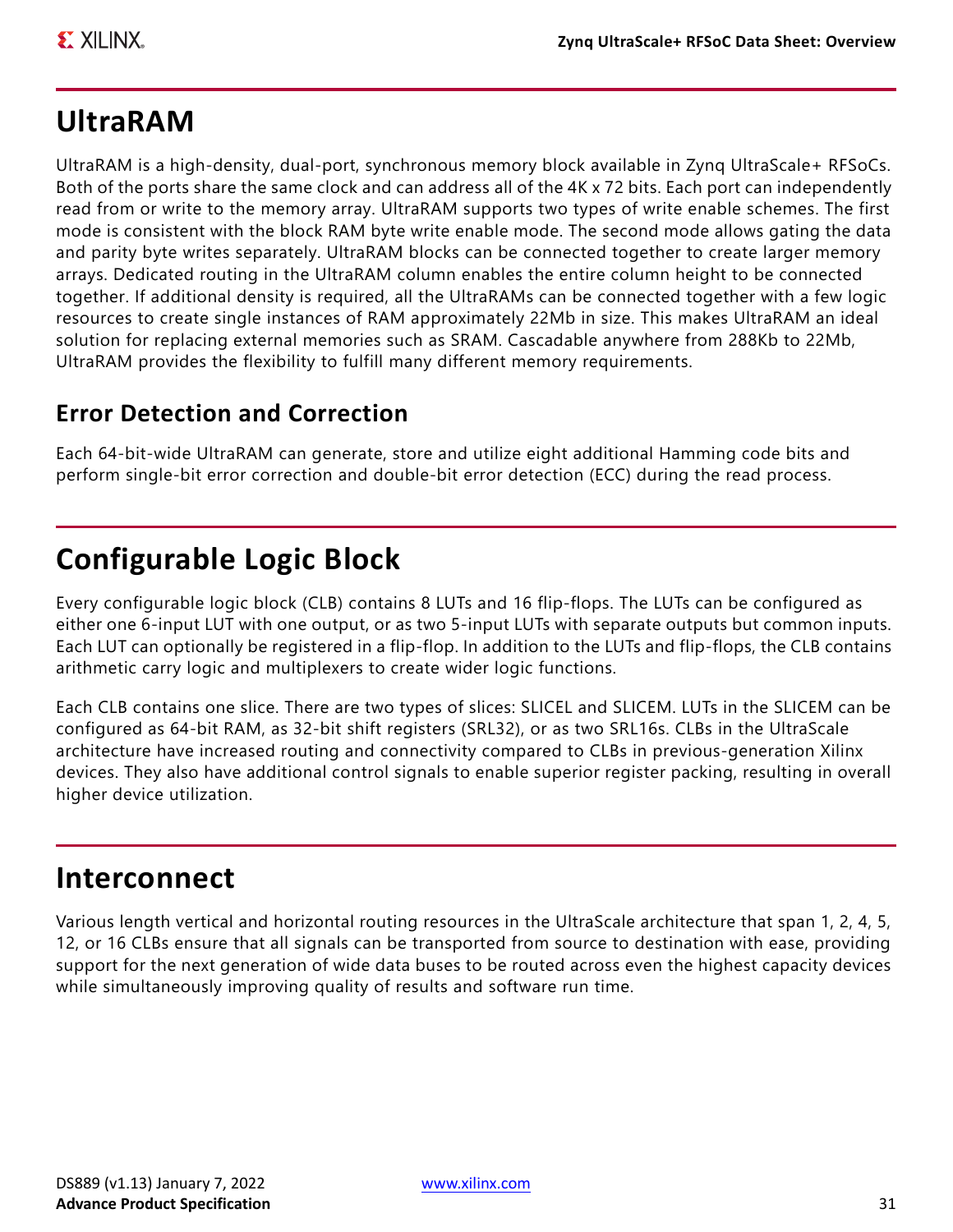## UltraRAM

UltraRAM is a high-density, dual-port, synchronous memory block available in Zynq UltraScale+ RFSoCs. Both of the ports share the same clock and can address all of the 4K x 72 bits. Each port can independently read from or write to the memory array. UltraRAM supports two types of write enable schemes. The first mode is consistent with the block RAM byte write enable mode. The second mode allows gating the data and parity byte writes separately. UltraRAM blocks can be connected together to create larger memory arrays. Dedicated routing in the UltraRAM column enables the entire column height to be connected together. If additional density is required, all the UltraRAMs can be connected together with a few logic resources to create single instances of RAM approximately 22Mb in size. This makes UltraRAM an ideal solution for replacing external memories such as SRAM. Cascadable anywhere from 288Kb to 22Mb, UltraRAM provides the flexibility to fulfill many different memory requirements.

### Error Detection and Correction

Each 64-bit-wide UltraRAM can generate, store and utilize eight additional Hamming code bits and perform single-bit error correction and double-bit error detection (ECC) during the read process.

## Configurable Logic Block

Every configurable logic block (CLB) contains 8 LUTs and 16 flip-flops. The LUTs can be configured as either one 6-input LUT with one output, or as two 5-input LUTs with separate outputs but common inputs. Each LUT can optionally be registered in a flip-flop. In addition to the LUTs and flip-flops, the CLB contains arithmetic carry logic and multiplexers to create wider logic functions.

Each CLB contains one slice. There are two types of slices: SLICEL and SLICEM. LUTs in the SLICEM can be configured as 64-bit RAM, as 32-bit shift registers (SRL32), or as two SRL16s. CLBs in the UltraScale architecture have increased routing and connectivity compared to CLBs in previous-generation Xilinx devices. They also have additional control signals to enable superior register packing, resulting in overall higher device utilization.

## Interconnect

Various length vertical and horizontal routing resources in the UltraScale architecture that span 1, 2, 4, 5, 12, or 16 CLBs ensure that all signals can be transported from source to destination with ease, providing support for the next generation of wide data buses to be routed across even the highest capacity devices while simultaneously improving quality of results and software run time.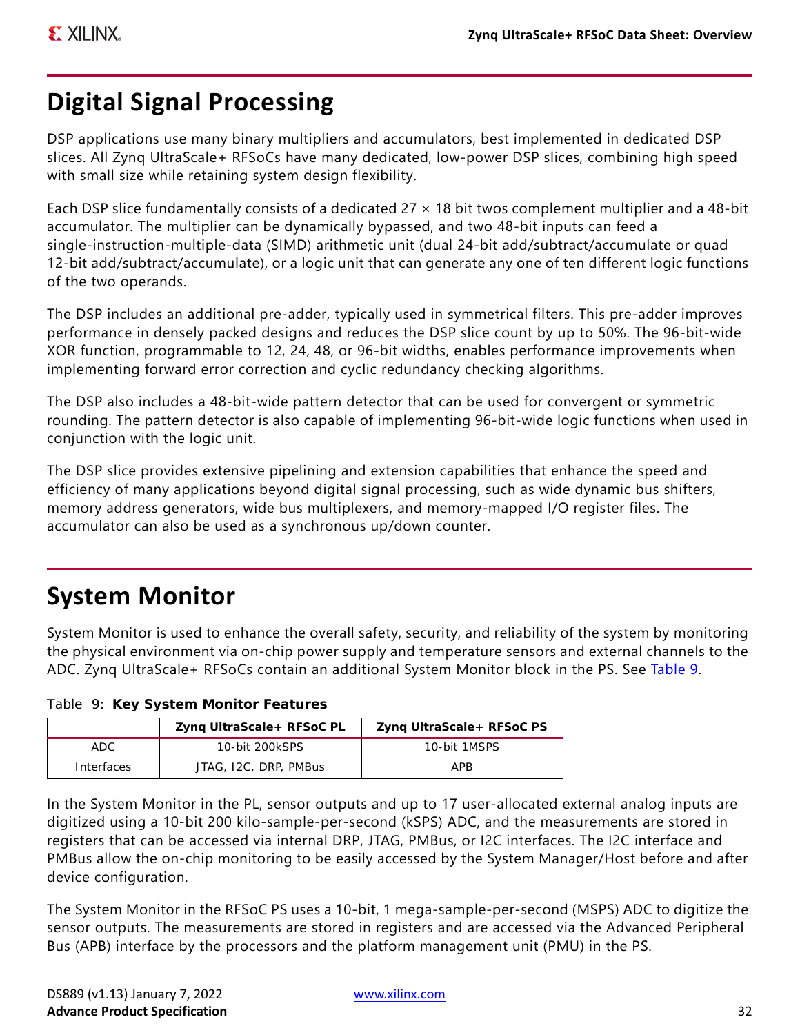## Digital Signal Processing

DSP applications use many binary multipliers and accumulators, best implemented in dedicated DSP slices. All Zynq UltraScale+ RFSoCs have many dedicated, low-power DSP slices, combining high speed with small size while retaining system design flexibility.

Each DSP slice fundamentally consists of a dedicated 27 × 18 bit twos complement multiplier and a 48-bit accumulator. The multiplier can be dynamically bypassed, and two 48-bit inputs can feed a single-instruction-multiple-data (SIMD) arithmetic unit (dual 24-bit add/subtract/accumulate or quad 12-bit add/subtract/accumulate), or a logic unit that can generate any one of ten different logic functions of the two operands.

The DSP includes an additional pre-adder, typically used in symmetrical filters. This pre-adder improves performance in densely packed designs and reduces the DSP slice count by up to 50%. The 96-bit-wide XOR function, programmable to 12, 24, 48, or 96-bit widths, enables performance improvements when implementing forward error correction and cyclic redundancy checking algorithms.

The DSP also includes a 48-bit-wide pattern detector that can be used for convergent or symmetric rounding. The pattern detector is also capable of implementing 96-bit-wide logic functions when used in conjunction with the logic unit.

The DSP slice provides extensive pipelining and extension capabilities that enhance the speed and efficiency of many applications beyond digital signal processing, such as wide dynamic bus shifters, memory address generators, wide bus multiplexers, and memory-mapped I/O register files. The accumulator can also be used as a synchronous up/down counter.

## System Monitor

System Monitor is used to enhance the overall safety, security, and reliability of the system by monitoring the physical environment via on-chip power supply and temperature sensors and external channels to the ADC. Zynq UltraScale+ RFSoCs contain an additional System Monitor block in the PS. See Table 9.

Table 9: **Key System Monitor Features**

| | Zynq UltraScale+ RFSoC PL | Zynq UltraScale+ RFSoC PS |
|---|---|---|
| ADC | 10-bit 200kSPS | 10-bit 1MSPS |
| Interfaces | JTAG, I2C, DRP, PMBus | APB |

In the System Monitor in the PL, sensor outputs and up to 17 user-allocated external analog inputs are digitized using a 10-bit 200 kilo-sample-per-second (kSPS) ADC, and the measurements are stored in registers that can be accessed via internal DRP, JTAG, PMBus, or I2C interfaces. The I2C interface and PMBus allow the on-chip monitoring to be easily accessed by the System Manager/Host before and after device configuration.

The System Monitor in the RFSoC PS uses a 10-bit, 1 mega-sample-per-second (MSPS) ADC to digitize the sensor outputs. The measurements are stored in registers and are accessed via the Advanced Peripheral Bus (APB) interface by the processors and the platform management unit (PMU) in the PS.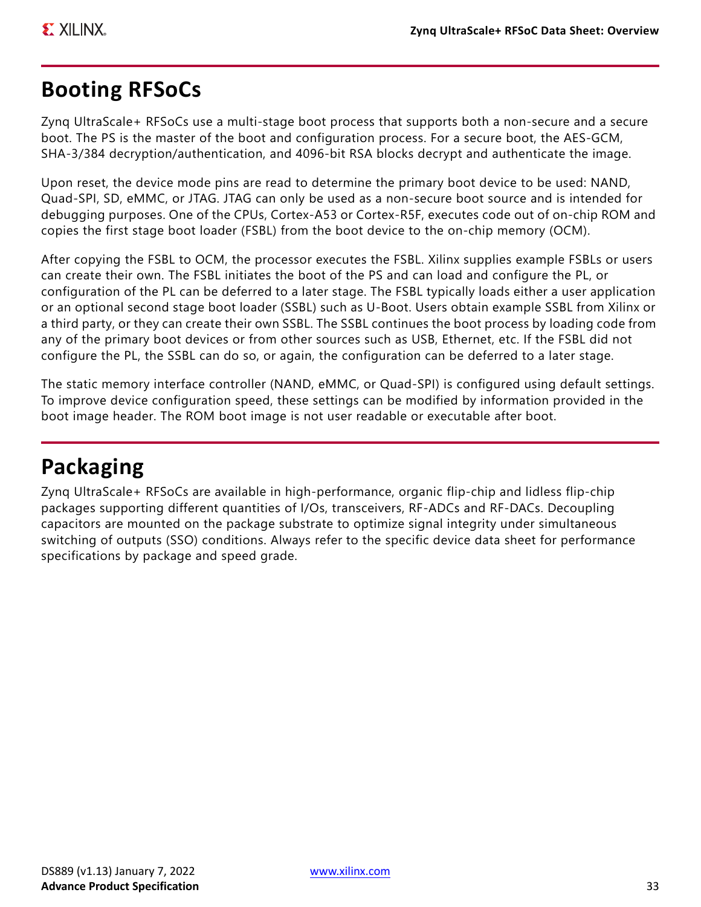## Booting RFSoCs

Zynq UltraScale+ RFSoCs use a multi-stage boot process that supports both a non-secure and a secure boot. The PS is the master of the boot and configuration process. For a secure boot, the AES-GCM, SHA-3/384 decryption/authentication, and 4096-bit RSA blocks decrypt and authenticate the image.

Upon reset, the device mode pins are read to determine the primary boot device to be used: NAND, Quad-SPI, SD, eMMC, or JTAG. JTAG can only be used as a non-secure boot source and is intended for debugging purposes. One of the CPUs, Cortex-A53 or Cortex-R5F, executes code out of on-chip ROM and copies the first stage boot loader (FSBL) from the boot device to the on-chip memory (OCM).

After copying the FSBL to OCM, the processor executes the FSBL. Xilinx supplies example FSBLs or users can create their own. The FSBL initiates the boot of the PS and can load and configure the PL, or configuration of the PL can be deferred to a later stage. The FSBL typically loads either a user application or an optional second stage boot loader (SSBL) such as U-Boot. Users obtain example SSBL from Xilinx or a third party, or they can create their own SSBL. The SSBL continues the boot process by loading code from any of the primary boot devices or from other sources such as USB, Ethernet, etc. If the FSBL did not configure the PL, the SSBL can do so, or again, the configuration can be deferred to a later stage.

The static memory interface controller (NAND, eMMC, or Quad-SPI) is configured using default settings. To improve device configuration speed, these settings can be modified by information provided in the boot image header. The ROM boot image is not user readable or executable after boot.

## Packaging

Zynq UltraScale+ RFSoCs are available in high-performance, organic flip-chip and lidless flip-chip packages supporting different quantities of I/Os, transceivers, RF-ADCs and RF-DACs. Decoupling capacitors are mounted on the package substrate to optimize signal integrity under simultaneous switching of outputs (SSO) conditions. Always refer to the specific device data sheet for performance specifications by package and speed grade.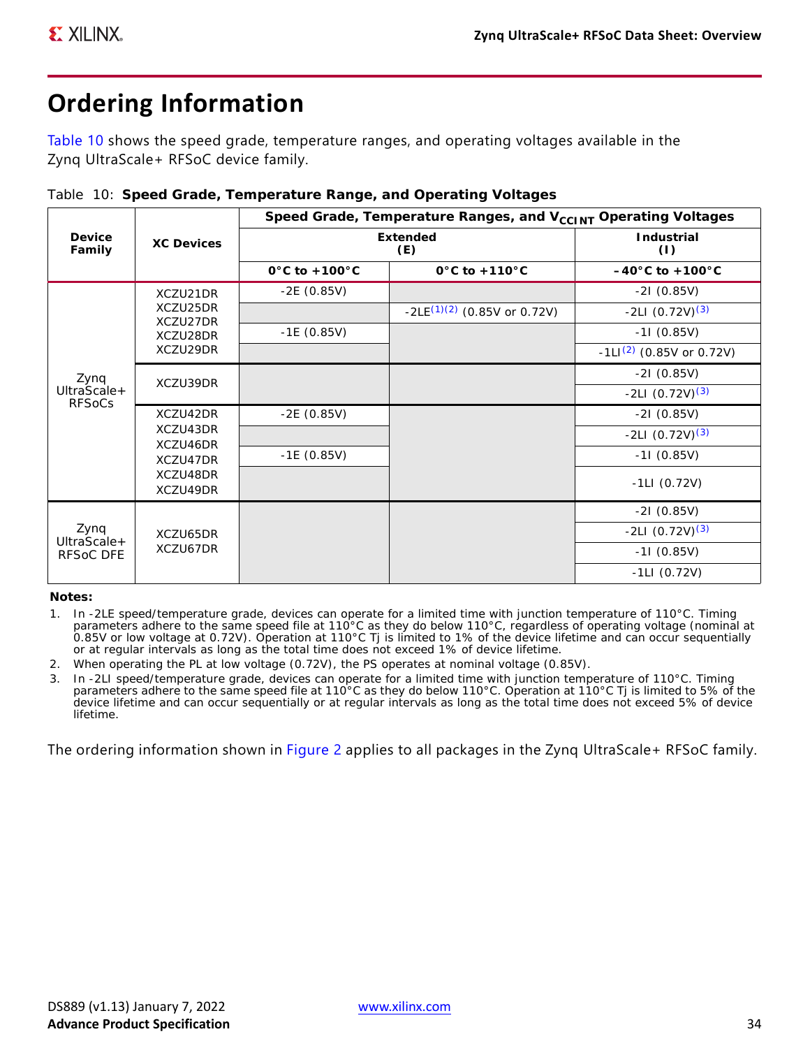# Ordering Information

Table 10 shows the speed grade, temperature ranges, and operating voltages available in the Zynq UltraScale+ RFSoC device family.

Table 10: **Speed Grade, Temperature Range, and Operating Voltages**

| Device Family | XC Devices | Speed Grade, Temperature Ranges, and $V_{CCINT}$ Operating Voltages | | |
|---|---|---|---|---|
| | | Extended (E) | | Industrial (I) |
| | | 0°C to +100°C | 0°C to +110°C | –40°C to +100°C |
| Zynq UltraScale+ RFSoCs | XCZU21DR XCZU25DR XCZU27DR XCZU28DR XCZU29DR | -2E (0.85V) | | -2I (0.85V) |
| | | | -2LE[1][2] (0.85V or 0.72V) | -2LI (0.72V)[3] |
| | | -1E (0.85V) | | -1I (0.85V) |
| | | | | -1LI[2] (0.85V or 0.72V) |
| | XCZU39DR | | | -2I (0.85V) |
| | | | | -2LI (0.72V)[3] |
| | XCZU42DR XCZU43DR XCZU46DR XCZU47DR XCZU48DR XCZU49DR | -2E (0.85V) | | -2I (0.85V) |
| | | | | -2LI (0.72V)[3] |
| | | -1E (0.85V) | | -1I (0.85V) |
| | | | | -1LI (0.72V) |
| Zynq UltraScale+ RFSoC DFE | XCZU65DR XCZU67DR | | | -2I (0.85V) |
| | | | | -2LI (0.72V)[3] |
| | | | | -1I (0.85V) |
| | | | | -1LI (0.72V) |

**Notes:**

1. In -2LE speed/temperature grade, devices can operate for a limited time with junction temperature of 110°C. Timing parameters adhere to the same speed file at 110°C as they do below 110°C, regardless of operating voltage (nominal at 0.85V or low voltage at 0.72V). Operation at 110°C Tj is limited to 1% of the device lifetime and can occur sequentially or at regular intervals as long as the total time does not exceed 1% of device lifetime.
2. When operating the PL at low voltage (0.72V), the PS operates at nominal voltage (0.85V).
3. In -2LI speed/temperature grade, devices can operate for a limited time with junction temperature of 110°C. Timing parameters adhere to the same speed file at 110°C as they do below 110°C. Operation at 110°C Tj is limited to 5% of the device lifetime and can occur sequentially or at regular intervals as long as the total time does not exceed 5% of device lifetime.

The ordering information shown in Figure 2 applies to all packages in the Zynq UltraScale+ RFSoC family.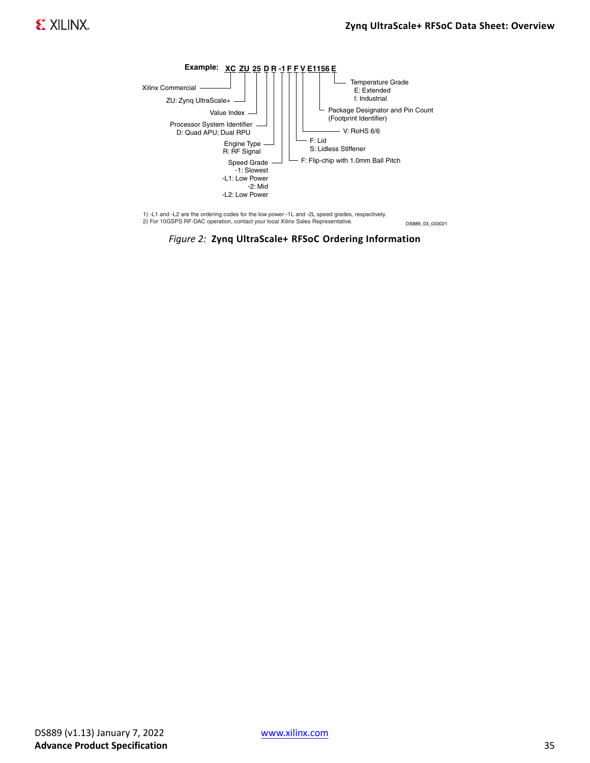Example: XC ZU 25 D R -1 F F V E1156 E

- XC: Xilinx Commercial
- ZU: Zynq UltraScale+
- 25: Value Index
- D: Processor System Identifier
  - D: Quad APU; Dual RPU
- R: Engine Type
  - R: RF Signal
- -1: Speed Grade
  - -1: Slowest
  - -L1: Low Power
  - -2: Mid
  - -L2: Low Power
- F: F: Flip-chip with 1.0mm Ball Pitch
- F:
  - F: Lid
  - S: Lidless Stiffener
- V: V: RoHS 6/6
- E1156: Package Designator and Pin Count (Footprint Identifier)
- E: Temperature Grade
  - E: Extended
  - I: Industrial

1) -L1 and -L2 are the ordering codes for the low power -1L and -2L speed grades, respectively.
2) For 10GSPS RF-DAC operation, contact your local Xilinx Sales Representative.

DS889_03_033021

*Figure 2:* **Zynq UltraScale+ RFSoC Ordering Information**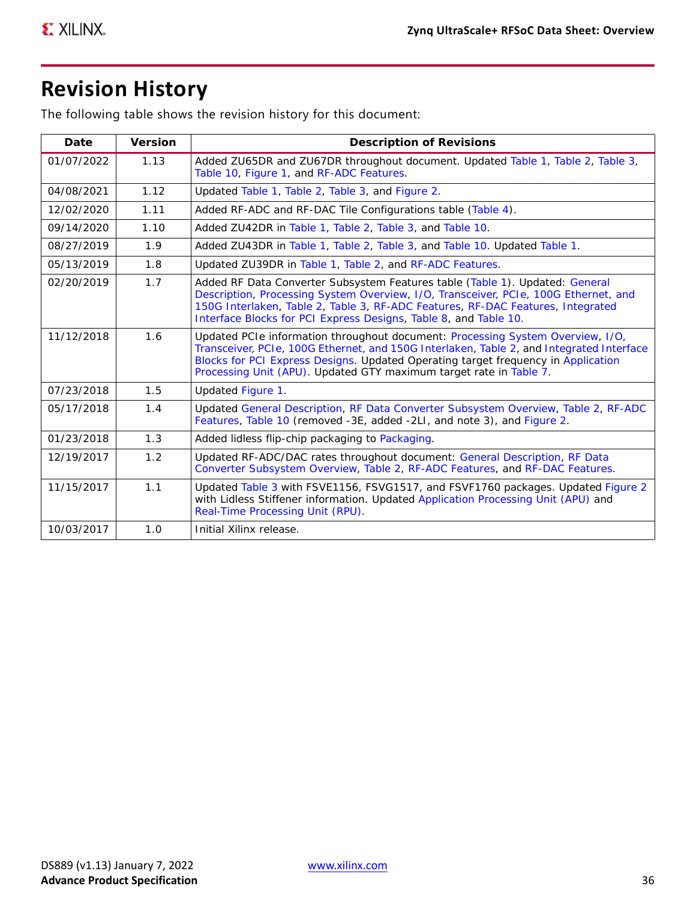## Revision History

The following table shows the revision history for this document:

| Date | Version | Description of Revisions |
|---|---|---|
| 01/07/2022 | 1.13 | Added ZU65DR and ZU67DR throughout document. Updated Table 1, Table 2, Table 3, Table 10, Figure 1, and RF-ADC Features. |
| 04/08/2021 | 1.12 | Updated Table 1, Table 2, Table 3, and Figure 2. |
| 12/02/2020 | 1.11 | Added RF-ADC and RF-DAC Tile Configurations table (Table 4). |
| 09/14/2020 | 1.10 | Added ZU42DR in Table 1, Table 2, Table 3, and Table 10. |
| 08/27/2019 | 1.9 | Added ZU43DR in Table 1, Table 2, Table 3, and Table 10. Updated Table 1. |
| 05/13/2019 | 1.8 | Updated ZU39DR in Table 1, Table 2, and RF-ADC Features. |
| 02/20/2019 | 1.7 | Added RF Data Converter Subsystem Features table (Table 1). Updated: General Description, Processing System Overview, I/O, Transceiver, PCIe, 100G Ethernet, and 150G Interlaken, Table 2, Table 3, RF-ADC Features, RF-DAC Features, Integrated Interface Blocks for PCI Express Designs, Table 8, and Table 10. |
| 11/12/2018 | 1.6 | Updated PCIe information throughout document: Processing System Overview, I/O, Transceiver, PCIe, 100G Ethernet, and 150G Interlaken, Table 2, and Integrated Interface Blocks for PCI Express Designs. Updated Operating target frequency in Application Processing Unit (APU). Updated GTY maximum target rate in Table 7. |
| 07/23/2018 | 1.5 | Updated Figure 1. |
| 05/17/2018 | 1.4 | Updated General Description, RF Data Converter Subsystem Overview, Table 2, RF-ADC Features, Table 10 (removed -3E, added -2LI, and note 3), and Figure 2. |
| 01/23/2018 | 1.3 | Added lidless flip-chip packaging to Packaging. |
| 12/19/2017 | 1.2 | Updated RF-ADC/DAC rates throughout document: General Description, RF Data Converter Subsystem Overview, Table 2, RF-ADC Features, and RF-DAC Features. |
| 11/15/2017 | 1.1 | Updated Table 3 with FSVE1156, FSVG1517, and FSVF1760 packages. Updated Figure 2 with Lidless Stiffener information. Updated Application Processing Unit (APU) and Real-Time Processing Unit (RPU). |
| 10/03/2017 | 1.0 | Initial Xilinx release. |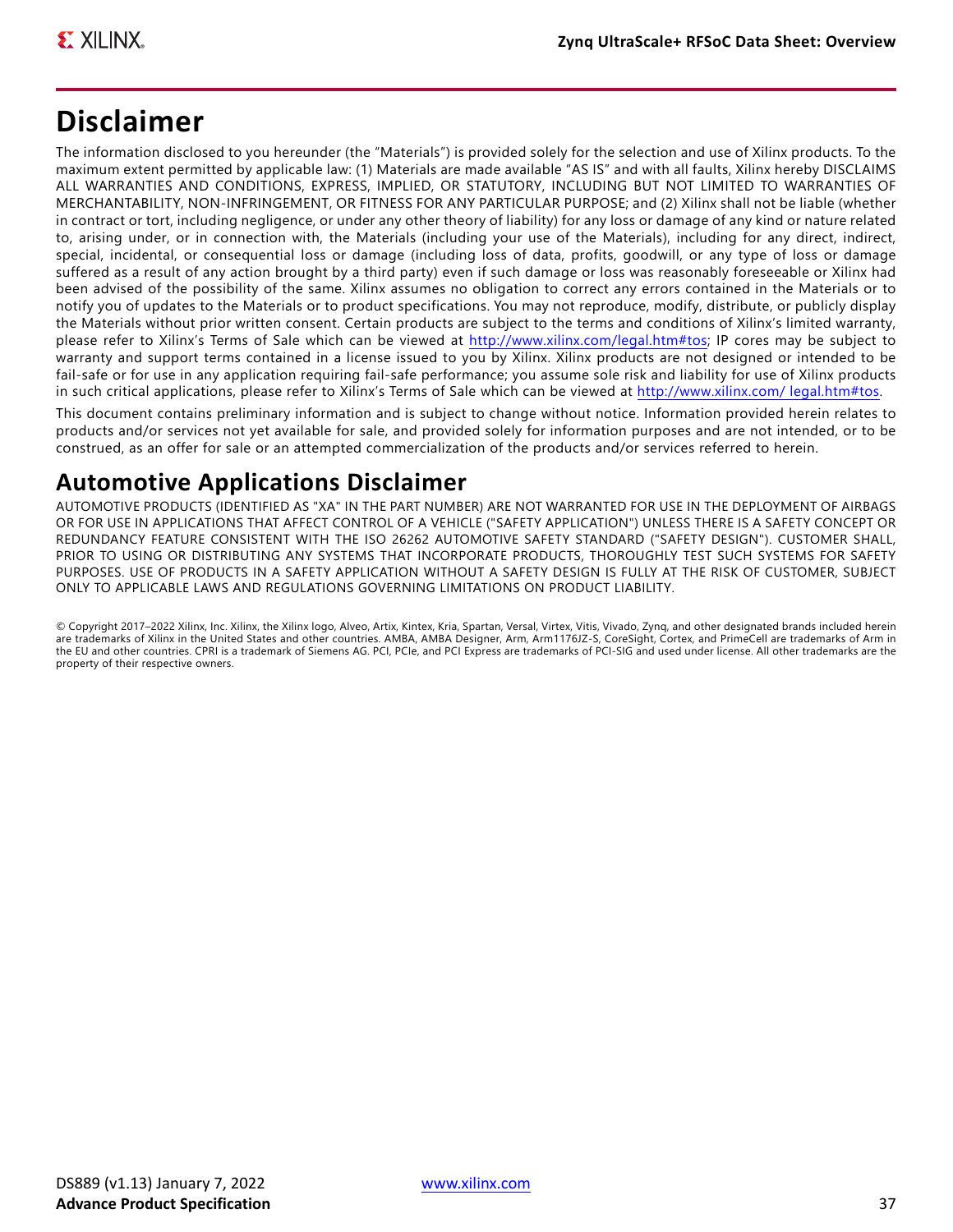# Disclaimer

The information disclosed to you hereunder (the "Materials") is provided solely for the selection and use of Xilinx products. To the maximum extent permitted by applicable law: (1) Materials are made available "AS IS" and with all faults, Xilinx hereby DISCLAIMS ALL WARRANTIES AND CONDITIONS, EXPRESS, IMPLIED, OR STATUTORY, INCLUDING BUT NOT LIMITED TO WARRANTIES OF MERCHANTABILITY, NON-INFRINGEMENT, OR FITNESS FOR ANY PARTICULAR PURPOSE; and (2) Xilinx shall not be liable (whether in contract or tort, including negligence, or under any other theory of liability) for any loss or damage of any kind or nature related to, arising under, or in connection with, the Materials (including your use of the Materials), including for any direct, indirect, special, incidental, or consequential loss or damage (including loss of data, profits, goodwill, or any type of loss or damage suffered as a result of any action brought by a third party) even if such damage or loss was reasonably foreseeable or Xilinx had been advised of the possibility of the same. Xilinx assumes no obligation to correct any errors contained in the Materials or to notify you of updates to the Materials or to product specifications. You may not reproduce, modify, distribute, or publicly display the Materials without prior written consent. Certain products are subject to the terms and conditions of Xilinx's limited warranty, please refer to Xilinx's Terms of Sale which can be viewed at http://www.xilinx.com/legal.htm#tos; IP cores may be subject to warranty and support terms contained in a license issued to you by Xilinx. Xilinx products are not designed or intended to be fail-safe or for use in any application requiring fail-safe performance; you assume sole risk and liability for use of Xilinx products in such critical applications, please refer to Xilinx's Terms of Sale which can be viewed at http://www.xilinx.com/ legal.htm#tos.

This document contains preliminary information and is subject to change without notice. Information provided herein relates to products and/or services not yet available for sale, and provided solely for information purposes and are not intended, or to be construed, as an offer for sale or an attempted commercialization of the products and/or services referred to herein.

## Automotive Applications Disclaimer

AUTOMOTIVE PRODUCTS (IDENTIFIED AS "XA" IN THE PART NUMBER) ARE NOT WARRANTED FOR USE IN THE DEPLOYMENT OF AIRBAGS OR FOR USE IN APPLICATIONS THAT AFFECT CONTROL OF A VEHICLE ("SAFETY APPLICATION") UNLESS THERE IS A SAFETY CONCEPT OR REDUNDANCY FEATURE CONSISTENT WITH THE ISO 26262 AUTOMOTIVE SAFETY STANDARD ("SAFETY DESIGN"). CUSTOMER SHALL, PRIOR TO USING OR DISTRIBUTING ANY SYSTEMS THAT INCORPORATE PRODUCTS, THOROUGHLY TEST SUCH SYSTEMS FOR SAFETY PURPOSES. USE OF PRODUCTS IN A SAFETY APPLICATION WITHOUT A SAFETY DESIGN IS FULLY AT THE RISK OF CUSTOMER, SUBJECT ONLY TO APPLICABLE LAWS AND REGULATIONS GOVERNING LIMITATIONS ON PRODUCT LIABILITY.

© Copyright 2017–2022 Xilinx, Inc. Xilinx, the Xilinx logo, Alveo, Artix, Kintex, Kria, Spartan, Versal, Virtex, Vitis, Vivado, Zynq, and other designated brands included herein are trademarks of Xilinx in the United States and other countries. AMBA, AMBA Designer, Arm, Arm1176JZ-S, CoreSight, Cortex, and PrimeCell are trademarks of Arm in the EU and other countries. CPRI is a trademark of Siemens AG. PCI, PCIe, and PCI Express are trademarks of PCI-SIG and used under license. All other trademarks are the property of their respective owners.